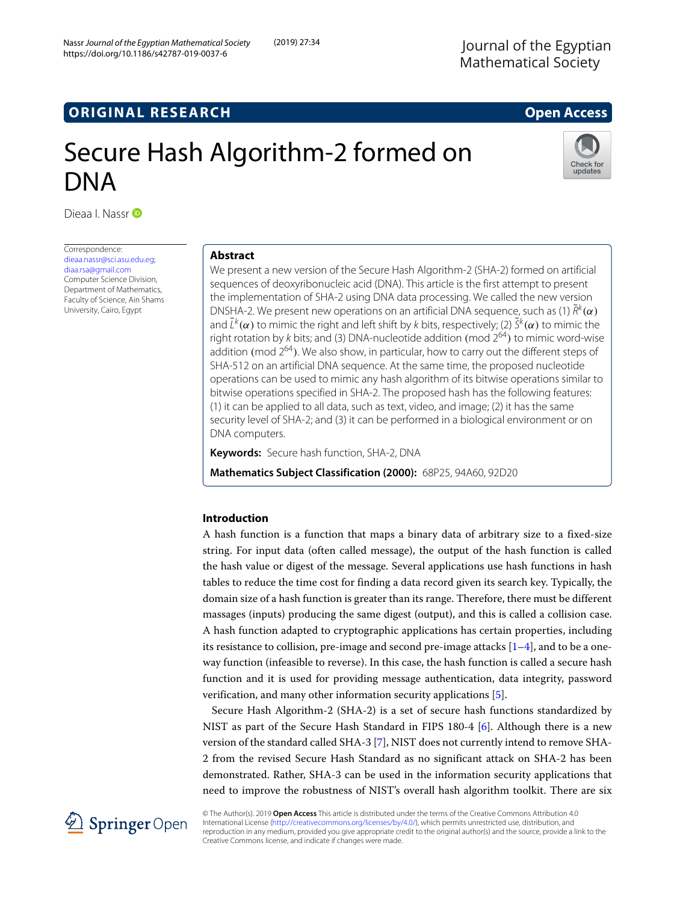ORIGINAL RESEARCH

Open Access

# Secure Hash Algorithm-2 formed on DNA

Dieaa I. Nassr

Correspondence:
dieaa.nassr@sci.asu.edu.eg;
diaa.rsa@gmail.com
Computer Science Division, Department of Mathematics, Faculty of Science, Ain Shams University, Cairo, Egypt

## Abstract

We present a new version of the Secure Hash Algorithm-2 (SHA-2) formed on artificial sequences of deoxyribonucleic acid (DNA). This article is the first attempt to present the implementation of SHA-2 using DNA data processing. We called the new version DNSHA-2. We present new operations on an artificial DNA sequence, such as (1) $\bar{R}^k(\alpha)$ and $\bar{L}^k(\alpha)$ to mimic the right and left shift by $k$ bits, respectively; (2) $\bar{S}^k(\alpha)$ to mimic the right rotation by $k$ bits; and (3) DNA-nucleotide addition (mod $2^{64}$) to mimic word-wise addition (mod $2^{64}$). We also show, in particular, how to carry out the different steps of SHA-512 on an artificial DNA sequence. At the same time, the proposed nucleotide operations can be used to mimic any hash algorithm of its bitwise operations similar to bitwise operations specified in SHA-2. The proposed hash has the following features: (1) it can be applied to all data, such as text, video, and image; (2) it has the same security level of SHA-2; and (3) it can be performed in a biological environment or on DNA computers.

**Keywords:** Secure hash function, SHA-2, DNA

**Mathematics Subject Classification (2000):** 68P25, 94A60, 92D20

## Introduction

A hash function is a function that maps a binary data of arbitrary size to a fixed-size string. For input data (often called message), the output of the hash function is called the hash value or digest of the message. Several applications use hash functions in hash tables to reduce the time cost for finding a data record given its search key. Typically, the domain size of a hash function is greater than its range. Therefore, there must be different massages (inputs) producing the same digest (output), and this is called a collision case. A hash function adapted to cryptographic applications has certain properties, including its resistance to collision, pre-image and second pre-image attacks [1–4], and to be a one-way function (infeasible to reverse). In this case, the hash function is called a secure hash function and it is used for providing message authentication, data integrity, password verification, and many other information security applications [5].

Secure Hash Algorithm-2 (SHA-2) is a set of secure hash functions standardized by NIST as part of the Secure Hash Standard in FIPS 180-4 [6]. Although there is a new version of the standard called SHA-3 [7], NIST does not currently intend to remove SHA-2 from the revised Secure Hash Standard as no significant attack on SHA-2 has been demonstrated. Rather, SHA-3 can be used in the information security applications that need to improve the robustness of NIST's overall hash algorithm toolkit. There are six

© The Author(s). 2019 **Open Access** This article is distributed under the terms of the Creative Commons Attribution 4.0 International License (http://creativecommons.org/licenses/by/4.0/), which permits unrestricted use, distribution, and reproduction in any medium, provided you give appropriate credit to the original author(s) and the source, provide a link to the Creative Commons license, and indicate if changes were made.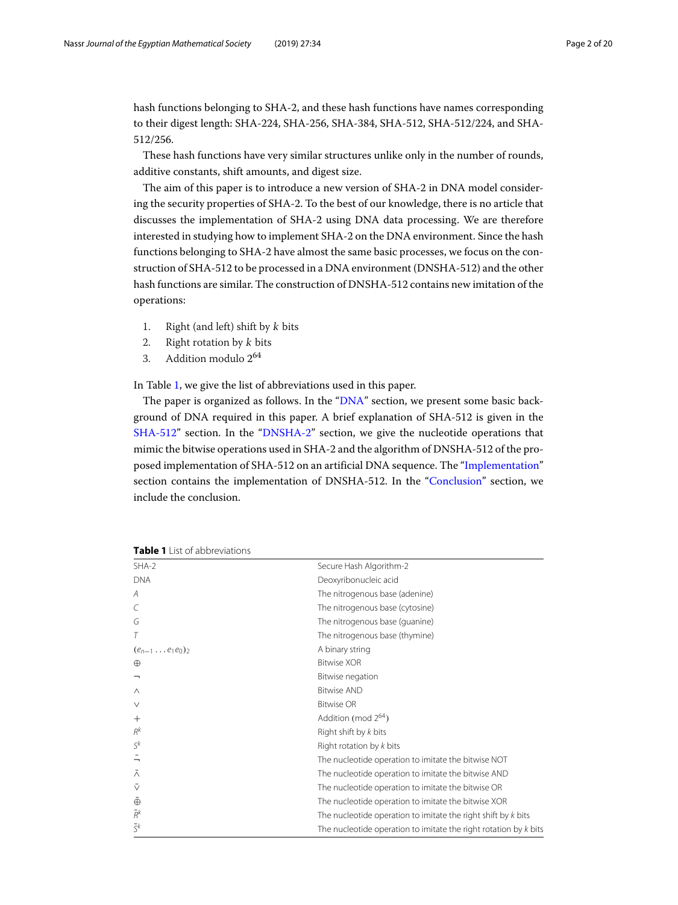hash functions belonging to SHA-2, and these hash functions have names corresponding to their digest length: SHA-224, SHA-256, SHA-384, SHA-512, SHA-512/224, and SHA-512/256.

These hash functions have very similar structures unlike only in the number of rounds, additive constants, shift amounts, and digest size.

The aim of this paper is to introduce a new version of SHA-2 in DNA model considering the security properties of SHA-2. To the best of our knowledge, there is no article that discusses the implementation of SHA-2 using DNA data processing. We are therefore interested in studying how to implement SHA-2 on the DNA environment. Since the hash functions belonging to SHA-2 have almost the same basic processes, we focus on the construction of SHA-512 to be processed in a DNA environment (DNSHA-512) and the other hash functions are similar. The construction of DNSHA-512 contains new imitation of the operations:

1. Right (and left) shift by $k$ bits
2. Right rotation by $k$ bits
3. Addition modulo $2^{64}$

In Table 1, we give the list of abbreviations used in this paper.

The paper is organized as follows. In the "DNA" section, we present some basic background of DNA required in this paper. A brief explanation of SHA-512 is given in the SHA-512" section. In the "DNSHA-2" section, we give the nucleotide operations that mimic the bitwise operations used in SHA-2 and the algorithm of DNSHA-512 of the proposed implementation of SHA-512 on an artificial DNA sequence. The "Implementation" section contains the implementation of DNSHA-512. In the "Conclusion" section, we include the conclusion.

**Table 1** List of abbreviations

| | |
|---|---|
| SHA-2 | Secure Hash Algorithm-2 |
| DNA | Deoxyribonucleic acid |
| $A$ | The nitrogenous base (adenine) |
| $C$ | The nitrogenous base (cytosine) |
| $G$ | The nitrogenous base (guanine) |
| $T$ | The nitrogenous base (thymine) |
| $(e_{n-1} \ldots e_1 e_0)_2$ | A binary string |
| $\oplus$ | Bitwise XOR |
| $\neg$ | Bitwise negation |
| $\wedge$ | Bitwise AND |
| $\vee$ | Bitwise OR |
| $+$ | Addition (mod $2^{64}$) |
| $R^k$ | Right shift by $k$ bits |
| $S^k$ | Right rotation by $k$ bits |
| $\bar{\neg}$ | The nucleotide operation to imitate the bitwise NOT |
| $\bar{\wedge}$ | The nucleotide operation to imitate the bitwise AND |
| $\bar{\vee}$ | The nucleotide operation to imitate the bitwise OR |
| $\bar{\oplus}$ | The nucleotide operation to imitate the bitwise XOR |
| $\bar{R}^k$ | The nucleotide operation to imitate the right shift by $k$ bits |
| $\bar{S}^k$ | The nucleotide operation to imitate the right rotation by $k$ bits |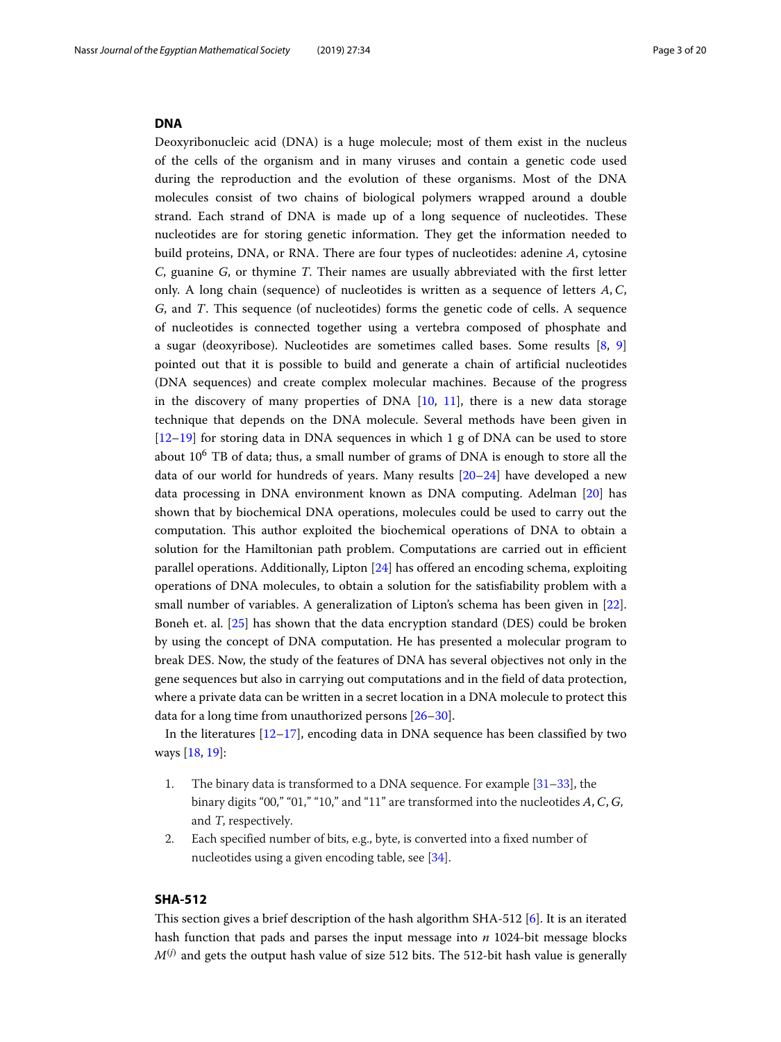## DNA

Deoxyribonucleic acid (DNA) is a huge molecule; most of them exist in the nucleus of the cells of the organism and in many viruses and contain a genetic code used during the reproduction and the evolution of these organisms. Most of the DNA molecules consist of two chains of biological polymers wrapped around a double strand. Each strand of DNA is made up of a long sequence of nucleotides. These nucleotides are for storing genetic information. They get the information needed to build proteins, DNA, or RNA. There are four types of nucleotides: adenine $A$, cytosine $C$, guanine $G$, or thymine $T$. Their names are usually abbreviated with the first letter only. A long chain (sequence) of nucleotides is written as a sequence of letters $A$, $C$, $G$, and $T$. This sequence (of nucleotides) forms the genetic code of cells. A sequence of nucleotides is connected together using a vertebra composed of phosphate and a sugar (deoxyribose). Nucleotides are sometimes called bases. Some results [8, 9] pointed out that it is possible to build and generate a chain of artificial nucleotides (DNA sequences) and create complex molecular machines. Because of the progress in the discovery of many properties of DNA [10, 11], there is a new data storage technique that depends on the DNA molecule. Several methods have been given in [12–19] for storing data in DNA sequences in which 1 g of DNA can be used to store about $10^6$ TB of data; thus, a small number of grams of DNA is enough to store all the data of our world for hundreds of years. Many results [20–24] have developed a new data processing in DNA environment known as DNA computing. Adelman [20] has shown that by biochemical DNA operations, molecules could be used to carry out the computation. This author exploited the biochemical operations of DNA to obtain a solution for the Hamiltonian path problem. Computations are carried out in efficient parallel operations. Additionally, Lipton [24] has offered an encoding schema, exploiting operations of DNA molecules, to obtain a solution for the satisfiability problem with a small number of variables. A generalization of Lipton's schema has been given in [22]. Boneh et. al. [25] has shown that the data encryption standard (DES) could be broken by using the concept of DNA computation. He has presented a molecular program to break DES. Now, the study of the features of DNA has several objectives not only in the gene sequences but also in carrying out computations and in the field of data protection, where a private data can be written in a secret location in a DNA molecule to protect this data for a long time from unauthorized persons [26–30].

In the literatures [12–17], encoding data in DNA sequence has been classified by two ways [18, 19]:

1. The binary data is transformed to a DNA sequence. For example [31–33], the binary digits "00," "01," "10," and "11" are transformed into the nucleotides $A$, $C$, $G$, and $T$, respectively.
2. Each specified number of bits, e.g., byte, is converted into a fixed number of nucleotides using a given encoding table, see [34].

## SHA-512

This section gives a brief description of the hash algorithm SHA-512 [6]. It is an iterated hash function that pads and parses the input message into $n$ 1024-bit message blocks $M^{(j)}$ and gets the output hash value of size 512 bits. The 512-bit hash value is generally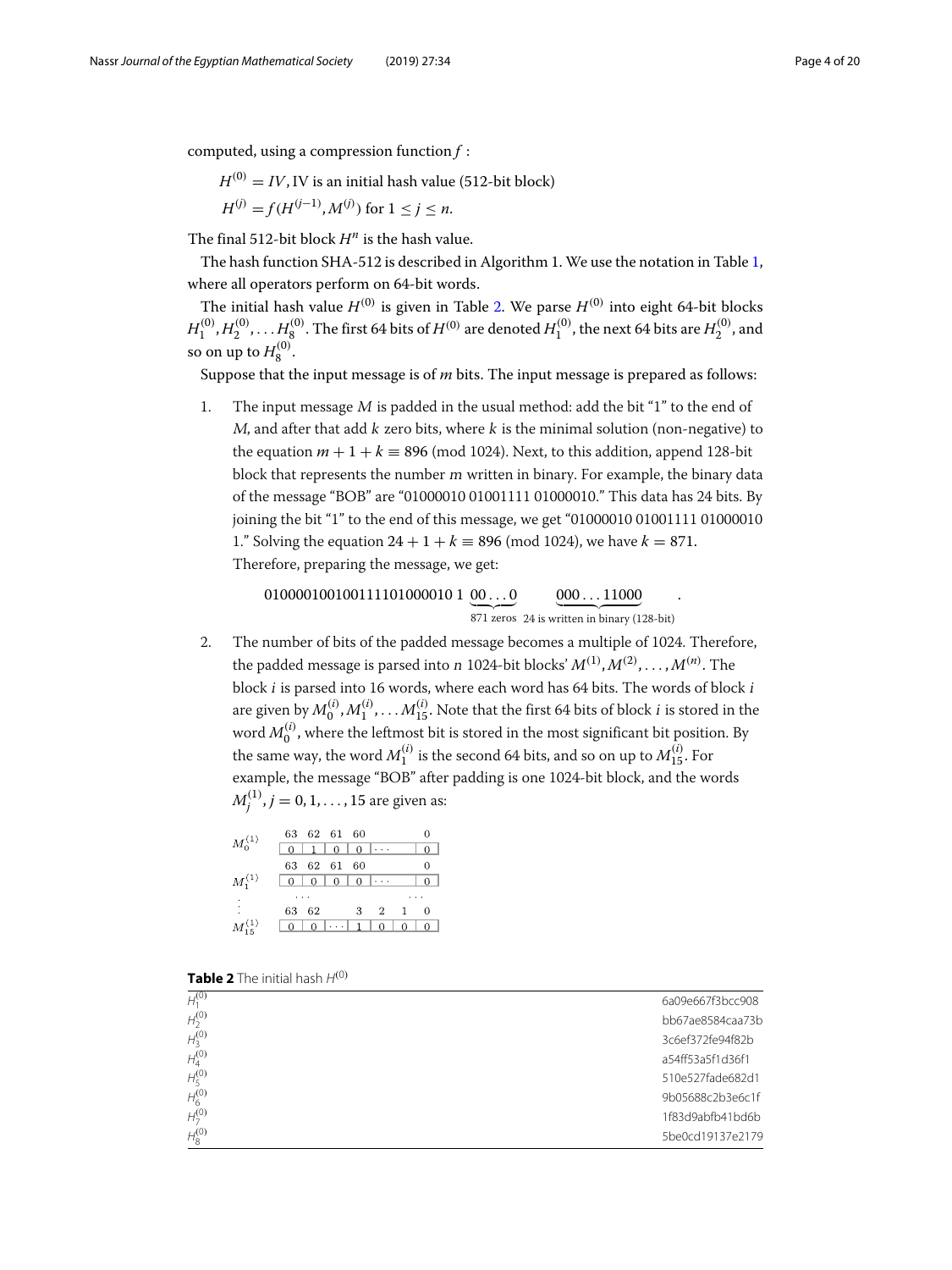computed, using a compression function $f$ :

$H^{(0)} = IV$, IV is an initial hash value (512-bit block)

$H^{(j)} = f(H^{(j-1)}, M^{(j)})$ for $1 \leq j \leq n$.

The final 512-bit block $H^n$ is the hash value.

The hash function SHA-512 is described in Algorithm 1. We use the notation in Table 1, where all operators perform on 64-bit words.

The initial hash value $H^{(0)}$ is given in Table 2. We parse $H^{(0)}$ into eight 64-bit blocks $H_1^{(0)}, H_2^{(0)}, \ldots H_8^{(0)}$. The first 64 bits of $H^{(0)}$ are denoted $H_1^{(0)}$, the next 64 bits are $H_2^{(0)}$, and so on up to $H_8^{(0)}$.

Suppose that the input message is of $m$ bits. The input message is prepared as follows:

1. The input message $M$ is padded in the usual method: add the bit "1" to the end of $M$, and after that add $k$ zero bits, where $k$ is the minimal solution (non-negative) to the equation $m + 1 + k \equiv 896 \pmod{1024}$. Next, to this addition, append 128-bit block that represents the number $m$ written in binary. For example, the binary data of the message "BOB" are "01000010 01001111 01000010." This data has 24 bits. By joining the bit "1" to the end of this message, we get "01000010 01001111 01000010 1." Solving the equation $24 + 1 + k \equiv 896 \pmod{1024}$, we have $k = 871$. Therefore, preparing the message, we get:

$$010000100100111101000010\ 1\ \underbrace{00\ldots0}_{871 \text{ zeros}} \quad \underbrace{000\ldots11000}_{24 \text{ is written in binary (128-bit)}} \quad .$$

2. The number of bits of the padded message becomes a multiple of 1024. Therefore, the padded message is parsed into $n$ 1024-bit blocks' $M^{(1)}, M^{(2)}, \ldots, M^{(n)}$. The block $i$ is parsed into 16 words, where each word has 64 bits. The words of block $i$ are given by $M_0^{(i)}, M_1^{(i)}, \ldots M_{15}^{(i)}$. Note that the first 64 bits of block $i$ is stored in the word $M_0^{(i)}$, where the leftmost bit is stored in the most significant bit position. By the same way, the word $M_1^{(i)}$ is the second 64 bits, and so on up to $M_{15}^{(i)}$. For example, the message "BOB" after padding is one 1024-bit block, and the words $M_j^{(1)}, j = 0, 1, \ldots, 15$ are given as:

| | 63 | 62 | 61 | 60 | | | 0 |
|---|---|---|---|---|---|---|---|
| $M_0^{(1)}$ | 0 | 1 | 0 | 0 | ⋯ | | 0 |

| | 63 | 62 | 61 | 60 | | | 0 |
|---|---|---|---|---|---|---|---|
| $M_1^{(1)}$ | 0 | 0 | 0 | 0 | ⋯ | | 0 |

⋮

| | 63 | 62 | | 3 | 2 | 1 | 0 |
|---|---|---|---|---|---|---|---|
| $M_{15}^{(1)}$ | 0 | 0 | ⋯ | 1 | 0 | 0 | 0 |

**Table 2** The initial hash $H^{(0)}$

| | |
|---|---|
| $H_1^{(0)}$ | 6a09e667f3bcc908 |
| $H_2^{(0)}$ | bb67ae8584caa73b |
| $H_3^{(0)}$ | 3c6ef372fe94f82b |
| $H_4^{(0)}$ | a54ff53a5f1d36f1 |
| $H_5^{(0)}$ | 510e527fade682d1 |
| $H_6^{(0)}$ | 9b05688c2b3e6c1f |
| $H_7^{(0)}$ | 1f83d9abfb41bd6b |
| $H_8^{(0)}$ | 5be0cd19137e2179 |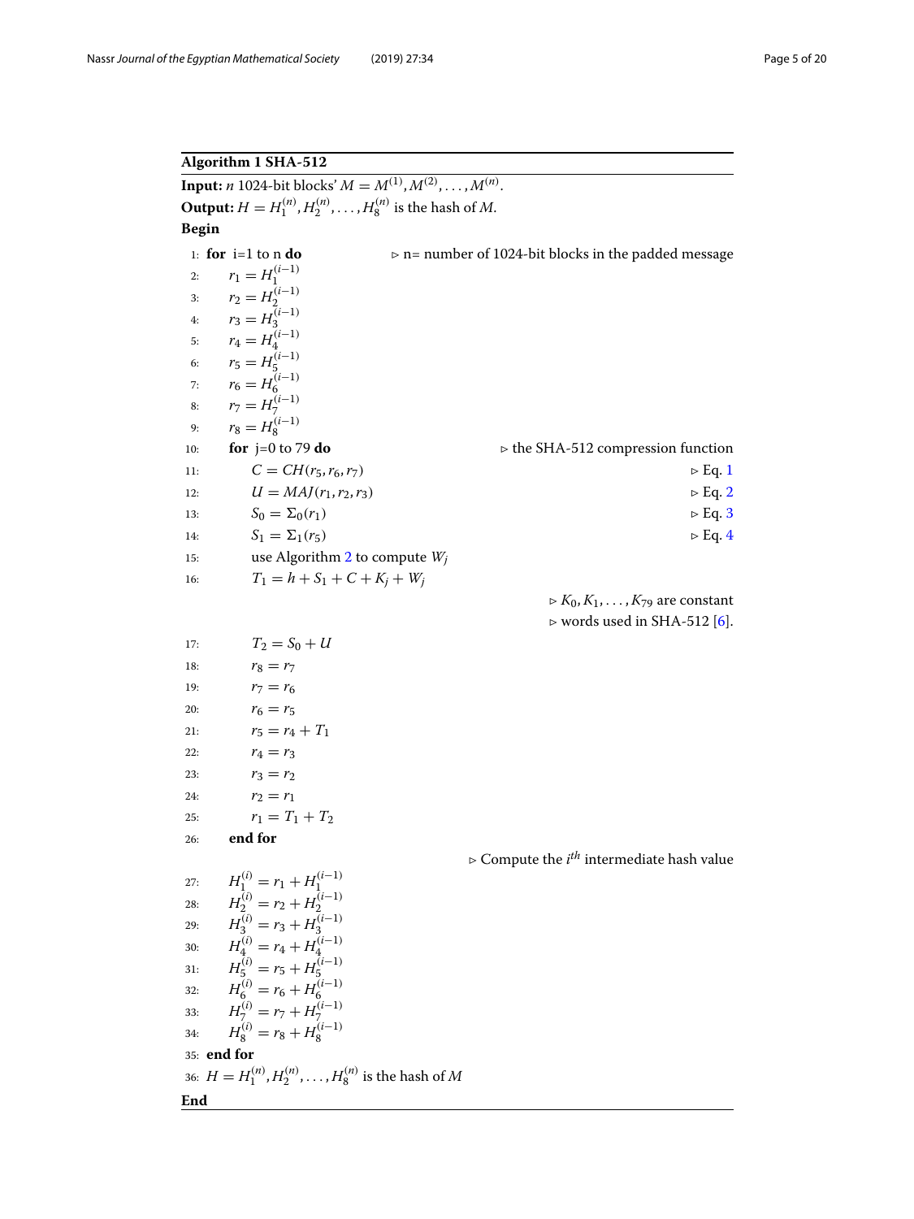**Algorithm 1 SHA-512**

**Input:** $n$ 1024-bit blocks' $M = M^{(1)}, M^{(2)}, \ldots, M^{(n)}$.

**Output:** $H = H_1^{(n)}, H_2^{(n)}, \ldots, H_8^{(n)}$ is the hash of $M$.

**Begin**

1: **for** i=1 to n **do** ▷ n= number of 1024-bit blocks in the padded message

2: $r_1 = H_1^{(i-1)}$

3: $r_2 = H_2^{(i-1)}$

4: $r_3 = H_3^{(i-1)}$

5: $r_4 = H_4^{(i-1)}$

6: $r_5 = H_5^{(i-1)}$

7: $r_6 = H_6^{(i-1)}$

8: $r_7 = H_7^{(i-1)}$

9: $r_8 = H_8^{(i-1)}$

10: **for** j=0 to 79 **do** ▷ the SHA-512 compression function

11: $C = CH(r_5, r_6, r_7)$ ▷ Eq. 1

12: $U = MAJ(r_1, r_2, r_3)$ ▷ Eq. 2

13: $S_0 = \Sigma_0(r_1)$ ▷ Eq. 3

14: $S_1 = \Sigma_1(r_5)$ ▷ Eq. 4

15: use Algorithm 2 to compute $W_j$

16: $T_1 = h + S_1 + C + K_j + W_j$

▷ $K_0, K_1, \ldots, K_{79}$ are constant
▷ words used in SHA-512 [6].

17: $T_2 = S_0 + U$

18: $r_8 = r_7$

19: $r_7 = r_6$

20: $r_6 = r_5$

21: $r_5 = r_4 + T_1$

22: $r_4 = r_3$

23: $r_3 = r_2$

24: $r_2 = r_1$

25: $r_1 = T_1 + T_2$

26: **end for**

▷ Compute the $i^{th}$ intermediate hash value

27: $H_1^{(i)} = r_1 + H_1^{(i-1)}$

28: $H_2^{(i)} = r_2 + H_2^{(i-1)}$

29: $H_3^{(i)} = r_3 + H_3^{(i-1)}$

30: $H_4^{(i)} = r_4 + H_4^{(i-1)}$

31: $H_5^{(i)} = r_5 + H_5^{(i-1)}$

32: $H_6^{(i)} = r_6 + H_6^{(i-1)}$

33: $H_7^{(i)} = r_7 + H_7^{(i-1)}$

34: $H_8^{(i)} = r_8 + H_8^{(i-1)}$

35: **end for**

36: $H = H_1^{(n)}, H_2^{(n)}, \ldots, H_8^{(n)}$ is the hash of $M$

**End**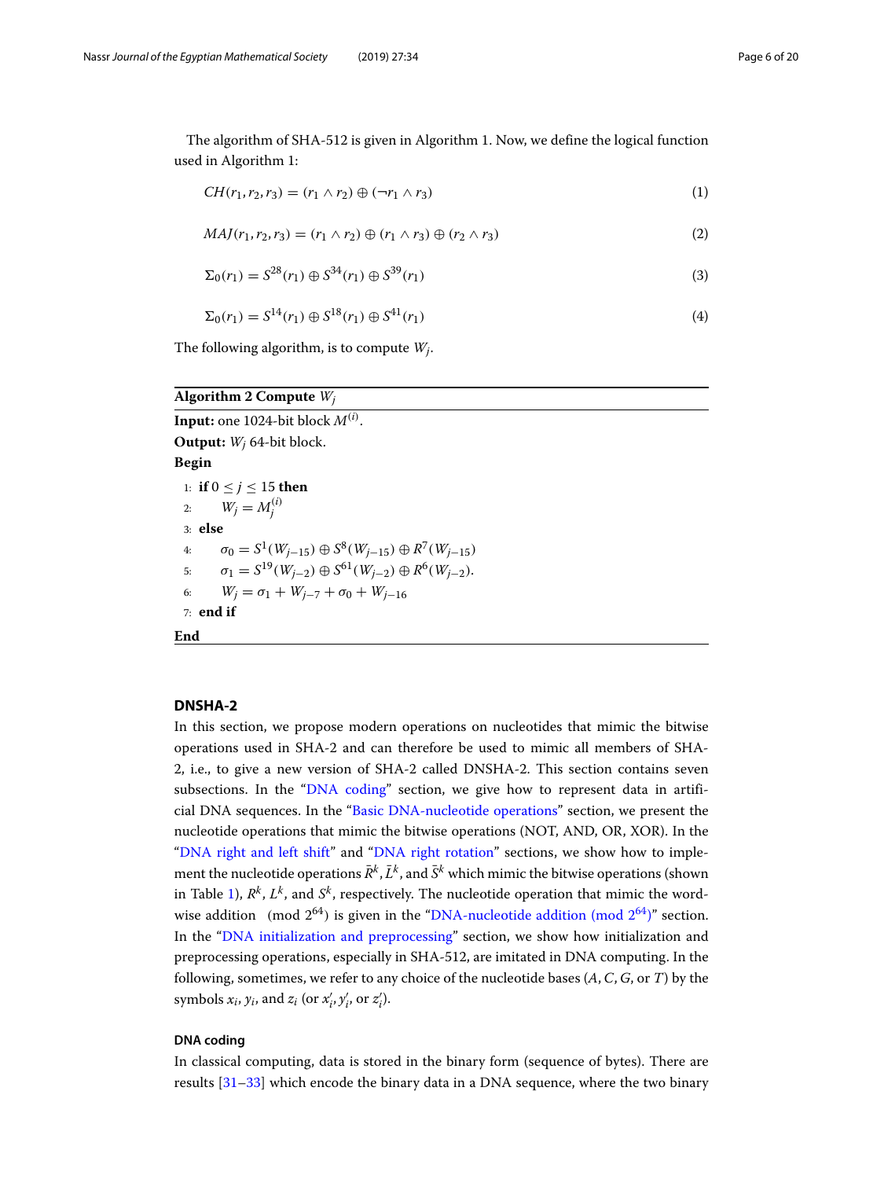The algorithm of SHA-512 is given in Algorithm 1. Now, we define the logical function used in Algorithm 1:

$$CH(r_1, r_2, r_3) = (r_1 \wedge r_2) \oplus (\neg r_1 \wedge r_3) \tag{1}$$

$$MAJ(r_1, r_2, r_3) = (r_1 \wedge r_2) \oplus (r_1 \wedge r_3) \oplus (r_2 \wedge r_3) \tag{2}$$

$$\Sigma_0(r_1) = S^{28}(r_1) \oplus S^{34}(r_1) \oplus S^{39}(r_1) \tag{3}$$

$$\Sigma_0(r_1) = S^{14}(r_1) \oplus S^{18}(r_1) \oplus S^{41}(r_1) \tag{4}$$

The following algorithm, is to compute $W_j$.

**Algorithm 2 Compute $W_j$**

**Input:** one 1024-bit block $M^{(i)}$.
**Output:** $W_j$ 64-bit block.
**Begin**

1: **if** $0 \leq j \leq 15$ **then**
2: $\quad W_j = M_j^{(i)}$
3: **else**
4: $\quad \sigma_0 = S^1(W_{j-15}) \oplus S^8(W_{j-15}) \oplus R^7(W_{j-15})$
5: $\quad \sigma_1 = S^{19}(W_{j-2}) \oplus S^{61}(W_{j-2}) \oplus R^6(W_{j-2})$.
6: $\quad W_j = \sigma_1 + W_{j-7} + \sigma_0 + W_{j-16}$
7: **end if**

**End**

## DNSHA-2

In this section, we propose modern operations on nucleotides that mimic the bitwise operations used in SHA-2 and can therefore be used to mimic all members of SHA-2, i.e., to give a new version of SHA-2 called DNSHA-2. This section contains seven subsections. In the "DNA coding" section, we give how to represent data in artificial DNA sequences. In the "Basic DNA-nucleotide operations" section, we present the nucleotide operations that mimic the bitwise operations (NOT, AND, OR, XOR). In the "DNA right and left shift" and "DNA right rotation" sections, we show how to implement the nucleotide operations $\bar{R}^k, \bar{L}^k$, and $\bar{S}^k$ which mimic the bitwise operations (shown in Table 1), $R^k$, $L^k$, and $S^k$, respectively. The nucleotide operation that mimic the word-wise addition $\pmod{2^{64}}$ is given in the "DNA-nucleotide addition (mod $2^{64}$)" section. In the "DNA initialization and preprocessing" section, we show how initialization and preprocessing operations, especially in SHA-512, are imitated in DNA computing. In the following, sometimes, we refer to any choice of the nucleotide bases ($A$, $C$, $G$, or $T$) by the symbols $x_i$, $y_i$, and $z_i$ (or $x_i'$, $y_i'$, or $z_i'$).

### DNA coding

In classical computing, data is stored in the binary form (sequence of bytes). There are results [31–33] which encode the binary data in a DNA sequence, where the two binary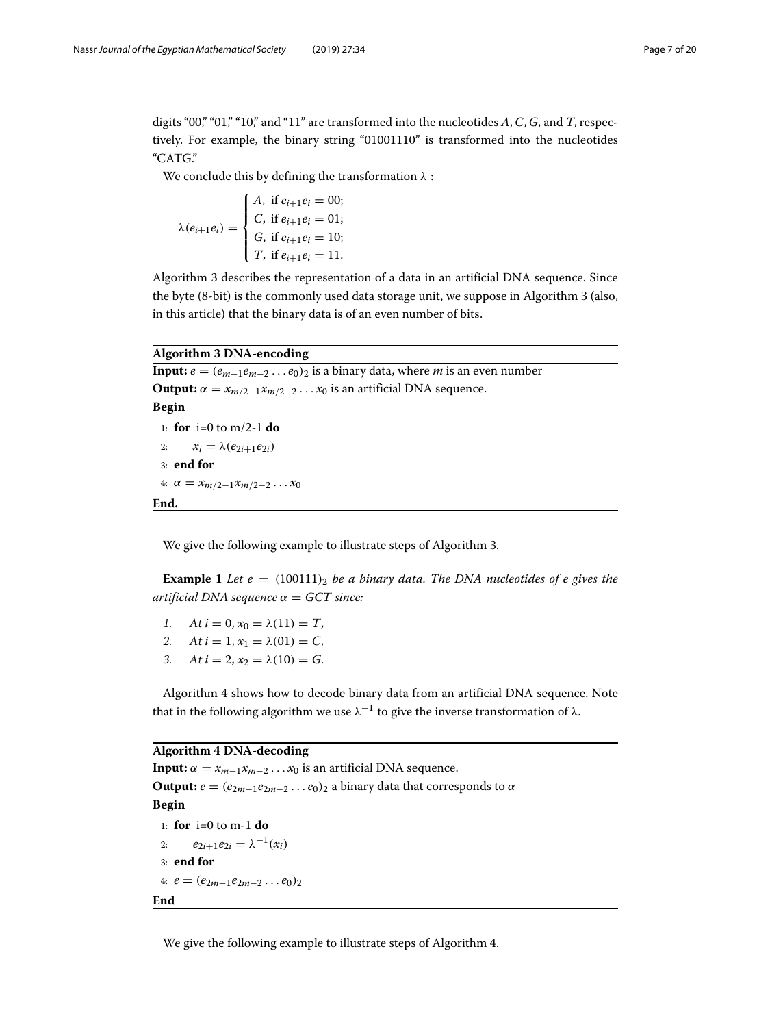digits "00," "01," "10," and "11" are transformed into the nucleotides $A$, $C$, $G$, and $T$, respectively. For example, the binary string "01001110" is transformed into the nucleotides "CATG."

We conclude this by defining the transformation $\lambda$ :

$$\lambda(e_{i+1}e_i) = \begin{cases} A, & \text{if } e_{i+1}e_i = 00; \\ C, & \text{if } e_{i+1}e_i = 01; \\ G, & \text{if } e_{i+1}e_i = 10; \\ T, & \text{if } e_{i+1}e_i = 11. \end{cases}$$

Algorithm 3 describes the representation of a data in an artificial DNA sequence. Since the byte (8-bit) is the commonly used data storage unit, we suppose in Algorithm 3 (also, in this article) that the binary data is of an even number of bits.

---

**Algorithm 3 DNA-encoding**

**Input:** $e = (e_{m-1}e_{m-2}\ldots e_0)_2$ is a binary data, where $m$ is an even number

**Output:** $\alpha = x_{m/2-1}x_{m/2-2}\ldots x_0$ is an artificial DNA sequence.

**Begin**

1: **for** i=0 to m/2-1 **do**

2: $\quad x_i = \lambda(e_{2i+1}e_{2i})$

3: **end for**

4: $\alpha = x_{m/2-1}x_{m/2-2}\ldots x_0$

**End.**

---

We give the following example to illustrate steps of Algorithm 3.

**Example 1** *Let* $e = (100111)_2$ *be a binary data. The DNA nucleotides of e gives the artificial DNA sequence* $\alpha = GCT$ *since:*

1. *At* $i = 0, x_0 = \lambda(11) = T$,
2. *At* $i = 1, x_1 = \lambda(01) = C$,
3. *At* $i = 2, x_2 = \lambda(10) = G$.

Algorithm 4 shows how to decode binary data from an artificial DNA sequence. Note that in the following algorithm we use $\lambda^{-1}$ to give the inverse transformation of $\lambda$.

---

**Algorithm 4 DNA-decoding**

**Input:** $\alpha = x_{m-1}x_{m-2}\ldots x_0$ is an artificial DNA sequence.

**Output:** $e = (e_{2m-1}e_{2m-2}\ldots e_0)_2$ a binary data that corresponds to $\alpha$

**Begin**

1: **for** i=0 to m-1 **do**

2: $\quad e_{2i+1}e_{2i} = \lambda^{-1}(x_i)$

3: **end for**

4: $e = (e_{2m-1}e_{2m-2}\ldots e_0)_2$

**End**

---

We give the following example to illustrate steps of Algorithm 4.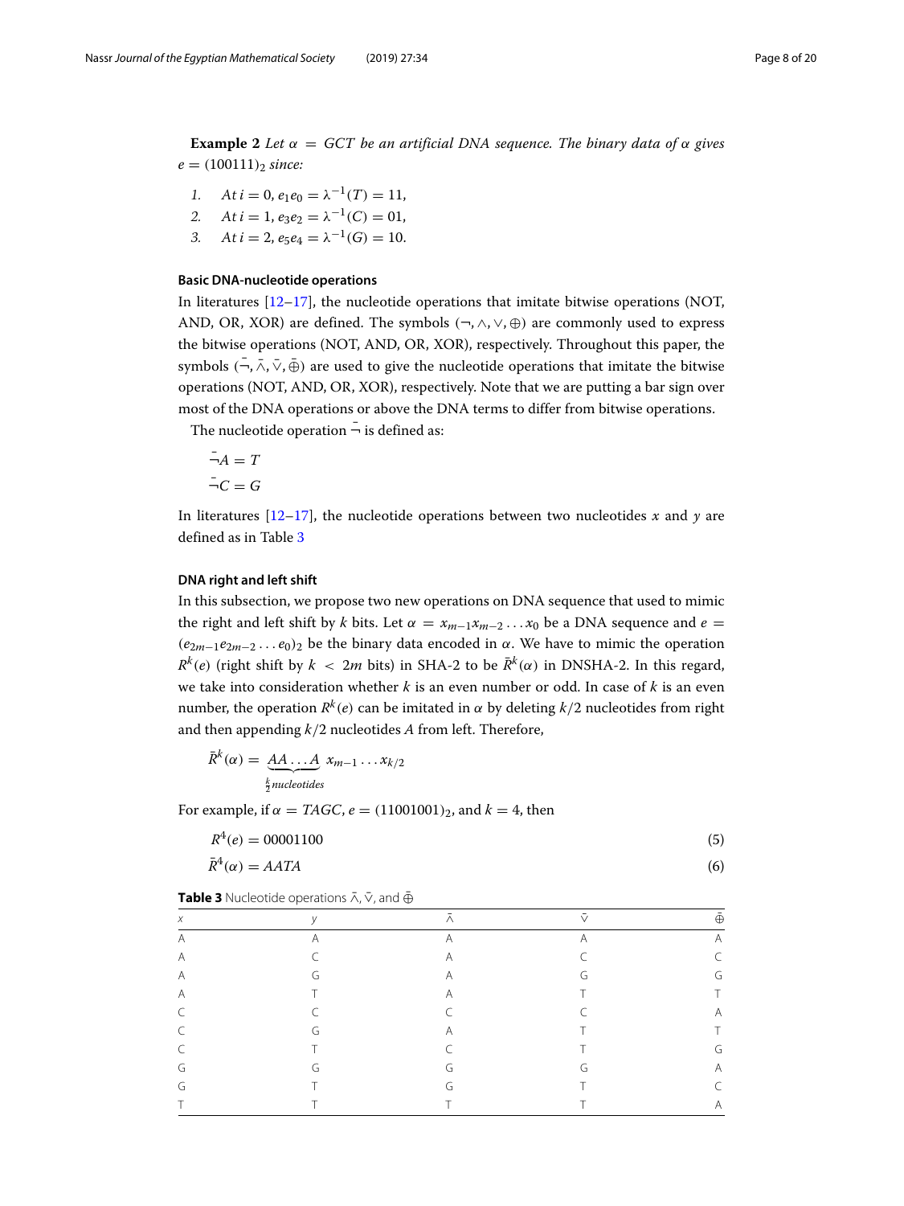**Example 2** *Let $\alpha = GCT$ be an artificial DNA sequence. The binary data of $\alpha$ gives $e = (100111)_2$ since:*

1. $At\, i = 0, e_1e_0 = \lambda^{-1}(T) = 11,$
2. $At\, i = 1, e_3e_2 = \lambda^{-1}(C) = 01,$
3. $At\, i = 2, e_5e_4 = \lambda^{-1}(G) = 10.$

#### Basic DNA-nucleotide operations

In literatures [12–17], the nucleotide operations that imitate bitwise operations (NOT, AND, OR, XOR) are defined. The symbols $(\neg, \wedge, \vee, \oplus)$ are commonly used to express the bitwise operations (NOT, AND, OR, XOR), respectively. Throughout this paper, the symbols $(\bar{\neg}, \bar{\wedge}, \bar{\vee}, \bar{\oplus})$ are used to give the nucleotide operations that imitate the bitwise operations (NOT, AND, OR, XOR), respectively. Note that we are putting a bar sign over most of the DNA operations or above the DNA terms to differ from bitwise operations.

The nucleotide operation $\bar{\neg}$ is defined as:

$$\bar{\neg}A = T$$
$$\bar{\neg}C = G$$

In literatures [12–17], the nucleotide operations between two nucleotides $x$ and $y$ are defined as in Table 3

#### DNA right and left shift

In this subsection, we propose two new operations on DNA sequence that used to mimic the right and left shift by $k$ bits. Let $\alpha = x_{m-1}x_{m-2}\ldots x_0$ be a DNA sequence and $e = (e_{2m-1}e_{2m-2}\ldots e_0)_2$ be the binary data encoded in $\alpha$. We have to mimic the operation $R^k(e)$ (right shift by $k < 2m$ bits) in SHA-2 to be $\bar{R}^k(\alpha)$ in DNSHA-2. In this regard, we take into consideration whether $k$ is an even number or odd. In case of $k$ is an even number, the operation $R^k(e)$ can be imitated in $\alpha$ by deleting $k/2$ nucleotides from right and then appending $k/2$ nucleotides $A$ from left. Therefore,

$$\bar{R}^k(\alpha) = \underbrace{AA\ldots A}_{\frac{k}{2}\,nucleotides}\, x_{m-1}\ldots x_{k/2}$$

For example, if $\alpha = TAGC$, $e = (11001001)_2$, and $k = 4$, then

$$R^4(e) = 00001100 \tag{5}$$

$$\bar{R}^4(\alpha) = AATA \tag{6}$$

**Table 3** Nucleotide operations $\bar{\wedge}, \bar{\vee}$, and $\bar{\oplus}$

| $x$ | $y$ | $\bar{\wedge}$ | $\bar{\vee}$ | $\bar{\oplus}$ |
|---|---|---|---|---|
| A | A | A | A | A |
| A | C | A | C | C |
| A | G | A | G | G |
| A | T | A | T | T |
| C | C | C | C | A |
| C | G | A | T | T |
| C | T | C | T | G |
| G | G | G | G | A |
| G | T | G | T | C |
| T | T | T | T | A |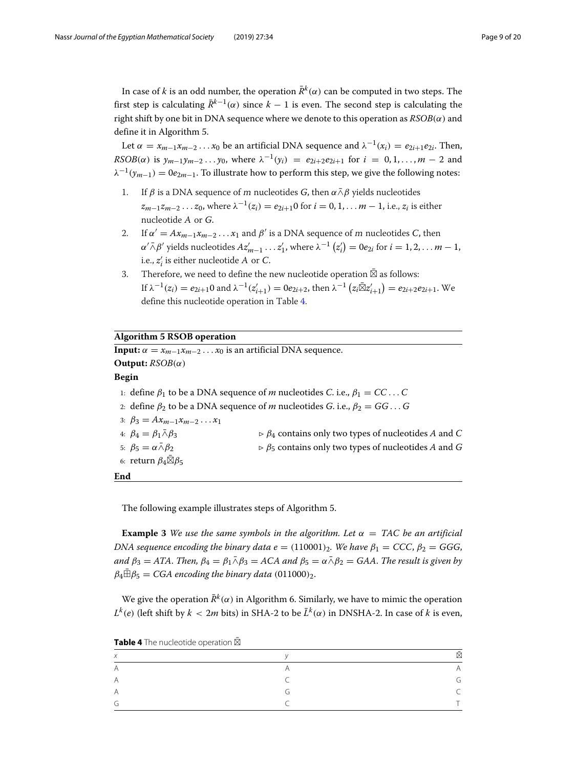In case of $k$ is an odd number, the operation $\bar{R}^k(\alpha)$ can be computed in two steps. The first step is calculating $\bar{R}^{k-1}(\alpha)$ since $k-1$ is even. The second step is calculating the right shift by one bit in DNA sequence where we denote to this operation as $RSOB(\alpha)$ and define it in Algorithm 5.

Let $\alpha = x_{m-1}x_{m-2}\dots x_0$ be an artificial DNA sequence and $\lambda^{-1}(x_i) = e_{2i+1}e_{2i}$. Then, $RSOB(\alpha)$ is $y_{m-1}y_{m-2}\dots y_0$, where $\lambda^{-1}(y_i) = e_{2i+2}e_{2i+1}$ for $i = 0, 1, \dots, m-2$ and $\lambda^{-1}(y_{m-1}) = 0e_{2m-1}$. To illustrate how to perform this step, we give the following notes:

1. If $\beta$ is a DNA sequence of $m$ nucleotides $G$, then $\alpha \bar{\wedge} \beta$ yields nucleotides $z_{m-1}z_{m-2}\dots z_0$, where $\lambda^{-1}(z_i) = e_{2i+1}0$ for $i = 0, 1, \dots m-1$, i.e., $z_i$ is either nucleotide $A$ or $G$.
2. If $\alpha' = Ax_{m-1}x_{m-2}\dots x_1$ and $\beta'$ is a DNA sequence of $m$ nucleotides $C$, then $\alpha' \bar{\wedge} \beta'$ yields nucleotides $Az'_{m-1}\dots z'_1$, where $\lambda^{-1}(z'_i) = 0e_{2i}$ for $i = 1, 2, \dots m-1$, i.e., $z'_i$ is either nucleotide $A$ or $C$.
3. Therefore, we need to define the new nucleotide operation $\bar{\boxtimes}$ as follows: If $\lambda^{-1}(z_i) = e_{2i+1}0$ and $\lambda^{-1}(z'_{i+1}) = 0e_{2i+2}$, then $\lambda^{-1}(z_i \bar{\boxtimes} z'_{i+1}) = e_{2i+2}e_{2i+1}$. We define this nucleotide operation in Table 4.

**Algorithm 5 RSOB operation**

**Input:** $\alpha = x_{m-1}x_{m-2}\dots x_0$ is an artificial DNA sequence.
**Output:** $RSOB(\alpha)$
**Begin**

1: define $\beta_1$ to be a DNA sequence of $m$ nucleotides $C$. i.e., $\beta_1 = CC\dots C$
2: define $\beta_2$ to be a DNA sequence of $m$ nucleotides $G$. i.e., $\beta_2 = GG\dots G$
3: $\beta_3 = Ax_{m-1}x_{m-2}\dots x_1$
4: $\beta_4 = \beta_1 \bar{\wedge} \beta_3$ ▷ $\beta_4$ contains only two types of nucleotides $A$ and $C$
5: $\beta_5 = \alpha \bar{\wedge} \beta_2$ ▷ $\beta_5$ contains only two types of nucleotides $A$ and $G$
6: return $\beta_4 \bar{\boxtimes} \beta_5$

**End**

The following example illustrates steps of Algorithm 5.

**Example 3** *We use the same symbols in the algorithm. Let $\alpha = TAC$ be an artificial DNA sequence encoding the binary data $e = (110001)_2$. We have $\beta_1 = CCC$, $\beta_2 = GGG$, and $\beta_3 = ATA$. Then, $\beta_4 = \beta_1 \bar{\wedge} \beta_3 = ACA$ and $\beta_5 = \alpha \bar{\wedge} \beta_2 = GAA$. The result is given by $\beta_4 \bar{\boxplus} \beta_5 = CGA$ encoding the binary data $(011000)_2$.*

We give the operation $\bar{R}^k(\alpha)$ in Algorithm 6. Similarly, we have to mimic the operation $L^k(e)$ (left shift by $k < 2m$ bits) in SHA-2 to be $\bar{L}^k(\alpha)$ in DNSHA-2. In case of $k$ is even,

**Table 4** The nucleotide operation $\bar{\boxtimes}$

| $x$ | $y$ | $\bar{\boxtimes}$ |
|---|---|---|
| A | A | A |
| A | C | G |
| A | G | C |
| G | C | T |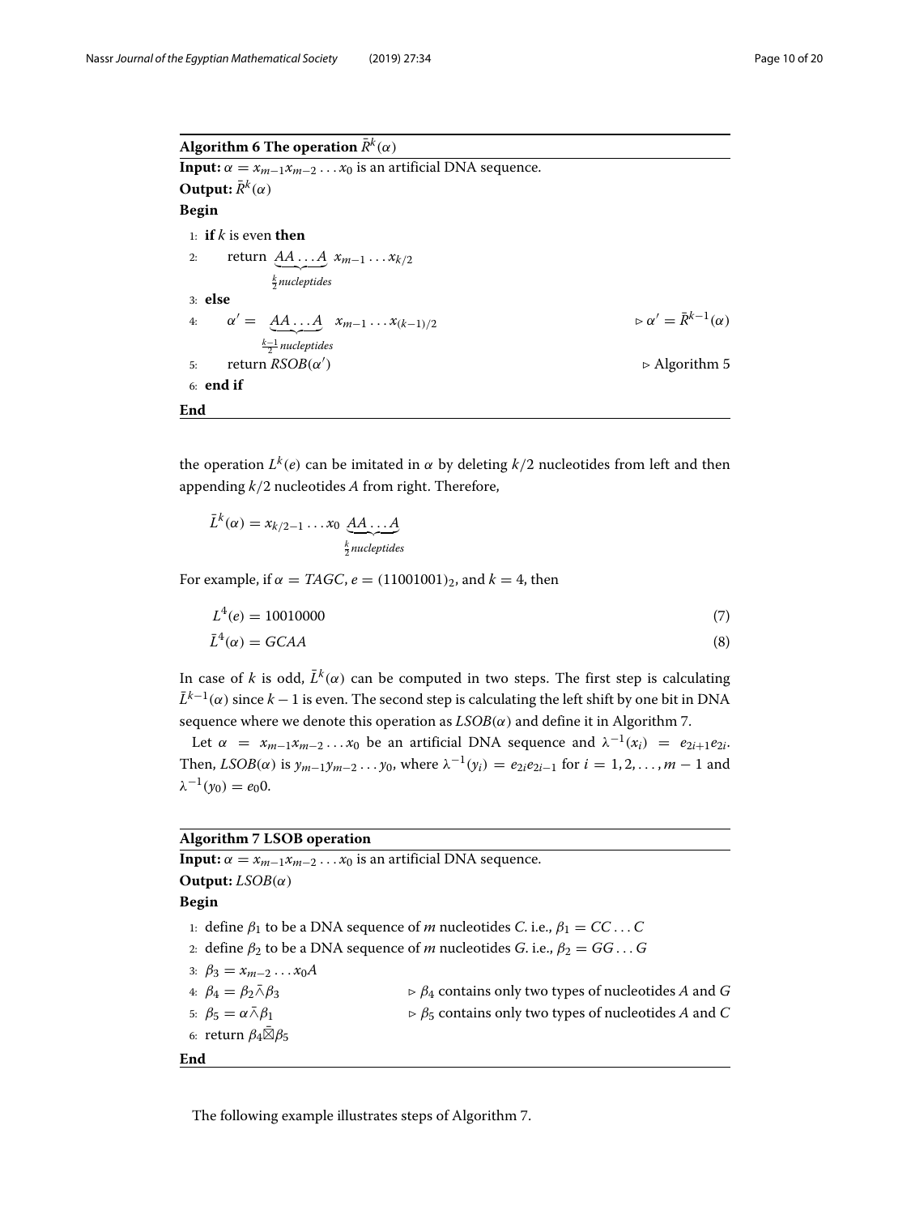**Algorithm 6 The operation $\bar{R}^k(\alpha)$**

**Input:** $\alpha = x_{m-1}x_{m-2}\ldots x_0$ is an artificial DNA sequence.
**Output:** $\bar{R}^k(\alpha)$
**Begin**

1: **if** $k$ is even **then**
2: &nbsp;&nbsp;&nbsp;&nbsp;return $\underbrace{AA\ldots A}_{\frac{k}{2}\,nucleptides}\; x_{m-1}\ldots x_{k/2}$
3: **else**
4: &nbsp;&nbsp;&nbsp;&nbsp;$\alpha' = \underbrace{AA\ldots A}_{\frac{k-1}{2}\,nucleptides}\; x_{m-1}\ldots x_{(k-1)/2}$ &nbsp;&nbsp;&nbsp;&nbsp; ▷ $\alpha' = \bar{R}^{k-1}(\alpha)$
5: &nbsp;&nbsp;&nbsp;&nbsp;return $RSOB(\alpha')$ &nbsp;&nbsp;&nbsp;&nbsp; ▷ Algorithm 5
6: **end if**

**End**

the operation $L^k(e)$ can be imitated in $\alpha$ by deleting $k/2$ nucleotides from left and then appending $k/2$ nucleotides $A$ from right. Therefore,

$$\bar{L}^k(\alpha) = x_{k/2-1}\ldots x_0\; \underbrace{AA\ldots A}_{\frac{k}{2}\,nucleptides}$$

For example, if $\alpha = TAGC$, $e = (11001001)_2$, and $k = 4$, then

$$L^4(e) = 10010000 \tag{7}$$

$$\bar{L}^4(\alpha) = GCAA \tag{8}$$

In case of $k$ is odd, $\bar{L}^k(\alpha)$ can be computed in two steps. The first step is calculating $\bar{L}^{k-1}(\alpha)$ since $k-1$ is even. The second step is calculating the left shift by one bit in DNA sequence where we denote this operation as $LSOB(\alpha)$ and define it in Algorithm 7.

Let $\alpha = x_{m-1}x_{m-2}\ldots x_0$ be an artificial DNA sequence and $\lambda^{-1}(x_i) = e_{2i+1}e_{2i}$. Then, $LSOB(\alpha)$ is $y_{m-1}y_{m-2}\ldots y_0$, where $\lambda^{-1}(y_i) = e_{2i}e_{2i-1}$ for $i = 1, 2, \ldots, m-1$ and $\lambda^{-1}(y_0) = e_0 0$.

**Algorithm 7 LSOB operation**

**Input:** $\alpha = x_{m-1}x_{m-2}\ldots x_0$ is an artificial DNA sequence.
**Output:** $LSOB(\alpha)$
**Begin**

1: define $\beta_1$ to be a DNA sequence of $m$ nucleotides $C$. i.e., $\beta_1 = CC\ldots C$
2: define $\beta_2$ to be a DNA sequence of $m$ nucleotides $G$. i.e., $\beta_2 = GG\ldots G$
3: $\beta_3 = x_{m-2}\ldots x_0 A$
4: $\beta_4 = \beta_2 \bar{\wedge} \beta_3$ &nbsp;&nbsp;&nbsp;&nbsp; ▷ $\beta_4$ contains only two types of nucleotides $A$ and $G$
5: $\beta_5 = \alpha \bar{\wedge} \beta_1$ &nbsp;&nbsp;&nbsp;&nbsp; ▷ $\beta_5$ contains only two types of nucleotides $A$ and $C$
6: return $\beta_4 \bar{\boxtimes} \beta_5$

**End**

The following example illustrates steps of Algorithm 7.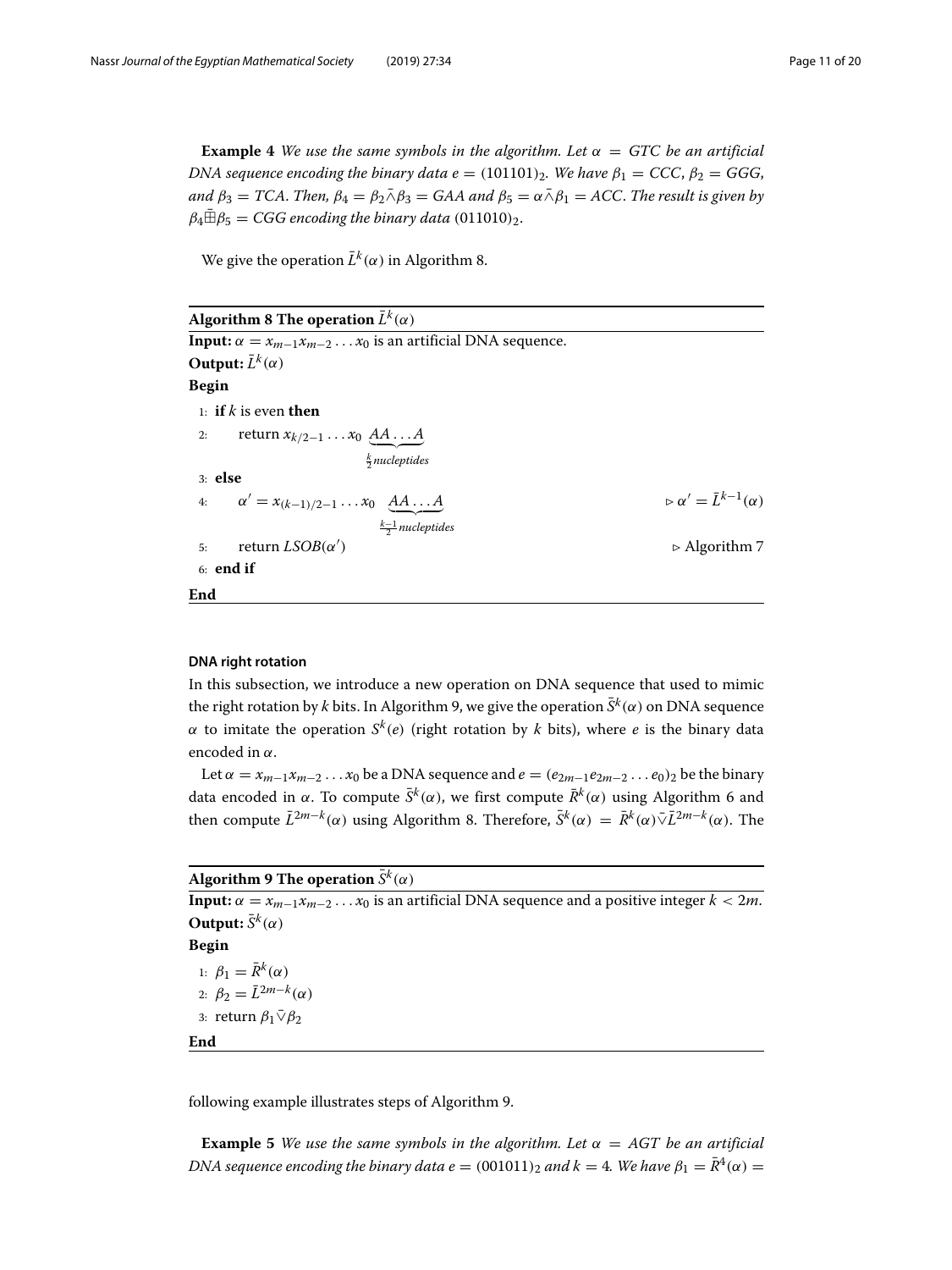**Example 4** *We use the same symbols in the algorithm. Let $\alpha = GTC$ be an artificial DNA sequence encoding the binary data $e = (101101)_2$. We have $\beta_1 = CCC$, $\beta_2 = GGG$, and $\beta_3 = TCA$. Then, $\beta_4 = \beta_2 \bar{\barwedge} \beta_3 = GAA$ and $\beta_5 = \alpha \bar{\barwedge} \beta_1 = ACC$. The result is given by $\beta_4 \bar{\boxplus} \beta_5 = CGG$ encoding the binary data $(011010)_2$.*

We give the operation $\bar{L}^k(\alpha)$ in Algorithm 8.

---

**Algorithm 8 The operation $\bar{L}^k(\alpha)$**

**Input:** $\alpha = x_{m-1}x_{m-2}\ldots x_0$ is an artificial DNA sequence.
**Output:** $\bar{L}^k(\alpha)$
**Begin**

1: **if** $k$ is even **then**
2: &nbsp;&nbsp;&nbsp;&nbsp;return $x_{k/2-1}\ldots x_0 \underbrace{AA\ldots A}_{\frac{k}{2}\,nucleptides}$
3: **else**
4: &nbsp;&nbsp;&nbsp;&nbsp;$\alpha' = x_{(k-1)/2-1}\ldots x_0 \underbrace{AA\ldots A}_{\frac{k-1}{2}\,nucleptides}$ &nbsp;&nbsp;&nbsp;&nbsp;$\triangleright\ \alpha' = \bar{L}^{k-1}(\alpha)$
5: &nbsp;&nbsp;&nbsp;&nbsp;return $LSOB(\alpha')$ &nbsp;&nbsp;&nbsp;&nbsp;$\triangleright$ Algorithm 7
6: **end if**

**End**

---

#### DNA right rotation

In this subsection, we introduce a new operation on DNA sequence that used to mimic the right rotation by $k$ bits. In Algorithm 9, we give the operation $\bar{S}^k(\alpha)$ on DNA sequence $\alpha$ to imitate the operation $S^k(e)$ (right rotation by $k$ bits), where $e$ is the binary data encoded in $\alpha$.

Let $\alpha = x_{m-1}x_{m-2}\ldots x_0$ be a DNA sequence and $e = (e_{2m-1}e_{2m-2}\ldots e_0)_2$ be the binary data encoded in $\alpha$. To compute $\bar{S}^k(\alpha)$, we first compute $\bar{R}^k(\alpha)$ using Algorithm 6 and then compute $\bar{L}^{2m-k}(\alpha)$ using Algorithm 8. Therefore, $\bar{S}^k(\alpha) = \bar{R}^k(\alpha)\bar{\vee}\bar{L}^{2m-k}(\alpha)$. The following example illustrates steps of Algorithm 9.

---

**Algorithm 9 The operation $\bar{S}^k(\alpha)$**

**Input:** $\alpha = x_{m-1}x_{m-2}\ldots x_0$ is an artificial DNA sequence and a positive integer $k < 2m$.
**Output:** $\bar{S}^k(\alpha)$
**Begin**

1: $\beta_1 = \bar{R}^k(\alpha)$
2: $\beta_2 = \bar{L}^{2m-k}(\alpha)$
3: return $\beta_1 \bar{\vee} \beta_2$

**End**

---

**Example 5** *We use the same symbols in the algorithm. Let $\alpha = AGT$ be an artificial DNA sequence encoding the binary data $e = (001011)_2$ and $k = 4$. We have $\beta_1 = \bar{R}^4(\alpha) =$*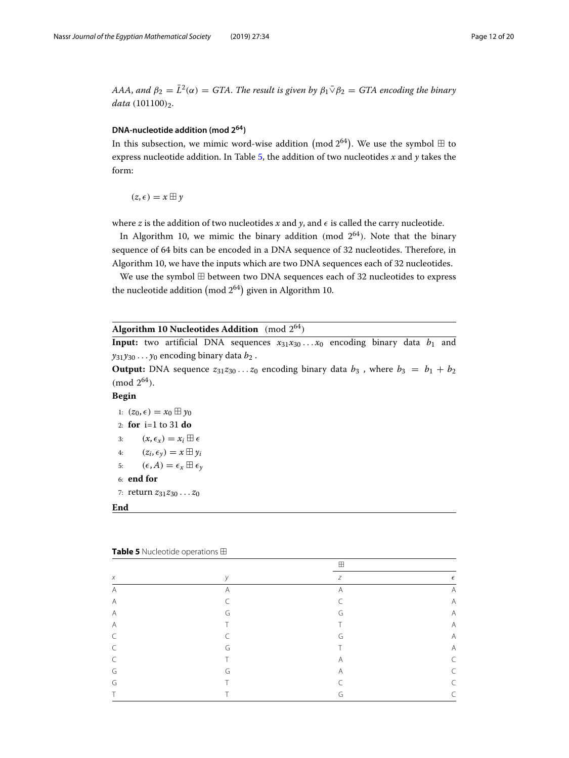*AAA*, *and* $\beta_2 = \bar{L}^2(\alpha) = GTA$. *The result is given by* $\beta_1 \bar{\vee} \beta_2 = GTA$ *encoding the binary data* $(101100)_2$.

#### DNA-nucleotide addition (mod $2^{64}$)

In this subsection, we mimic word-wise addition $\left(\text{mod } 2^{64}\right)$. We use the symbol $\boxplus$ to express nucleotide addition. In Table 5, the addition of two nucleotides $x$ and $y$ takes the form:

$$(z, \epsilon) = x \boxplus y$$

where $z$ is the addition of two nucleotides $x$ and $y$, and $\epsilon$ is called the carry nucleotide.

In Algorithm 10, we mimic the binary addition (mod $2^{64}$). Note that the binary sequence of 64 bits can be encoded in a DNA sequence of 32 nucleotides. Therefore, in Algorithm 10, we have the inputs which are two DNA sequences each of 32 nucleotides.

We use the symbol $\boxplus$ between two DNA sequences each of 32 nucleotides to express the nucleotide addition $\left(\text{mod } 2^{64}\right)$ given in Algorithm 10.

**Algorithm 10 Nucleotides Addition** (mod $2^{64}$)

**Input:** two artificial DNA sequences $x_{31}x_{30}\ldots x_0$ encoding binary data $b_1$ and $y_{31}y_{30}\ldots y_0$ encoding binary data $b_2$ .

**Output:** DNA sequence $z_{31}z_{30}\ldots z_0$ encoding binary data $b_3$ , where $b_3 = b_1 + b_2$ (mod $2^{64}$).

**Begin**

1: $(z_0, \epsilon) = x_0 \boxplus y_0$
2: **for** i=1 to 31 **do**
3: $\quad (x, \epsilon_x) = x_i \boxplus \epsilon$
4: $\quad (z_i, \epsilon_y) = x \boxplus y_i$
5: $\quad (\epsilon, A) = \epsilon_x \boxplus \epsilon_y$
6: **end for**
7: return $z_{31}z_{30}\ldots z_0$

**End**

**Table 5** Nucleotide operations $\boxplus$

| | | $\boxplus$ | |
|---|---|---|---|
| $x$ | $y$ | $z$ | $\epsilon$ |
| A | A | A | A |
| A | C | C | A |
| A | G | G | A |
| A | T | T | A |
| C | C | G | A |
| C | G | T | A |
| C | T | A | C |
| G | G | A | C |
| G | T | C | C |
| T | T | G | C |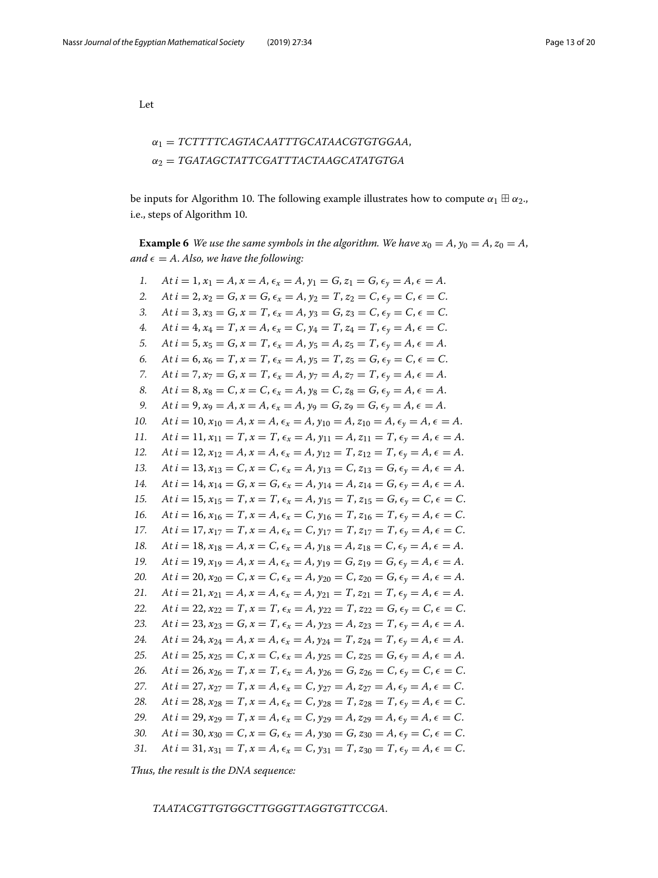Let

$$\alpha_1 = TCTTTTCAGTACAATTTGCATAACGTGTGGAA,$$
$$\alpha_2 = TGATAGCTATTCGATTTACTAAGCATATGTGA$$

be inputs for Algorithm 10. The following example illustrates how to compute $\alpha_1 \boxplus \alpha_2$., i.e., steps of Algorithm 10.

**Example 6** *We use the same symbols in the algorithm. We have $x_0 = A$, $y_0 = A$, $z_0 = A$, and $\epsilon = A$. Also, we have the following:*

1. *At $i = 1, x_1 = A, x = A, \epsilon_x = A, y_1 = G, z_1 = G, \epsilon_y = A, \epsilon = A$.*
2. *At $i = 2, x_2 = G, x = G, \epsilon_x = A, y_2 = T, z_2 = C, \epsilon_y = C, \epsilon = C$.*
3. *At $i = 3, x_3 = G, x = T, \epsilon_x = A, y_3 = G, z_3 = C, \epsilon_y = C, \epsilon = C$.*
4. *At $i = 4, x_4 = T, x = A, \epsilon_x = C, y_4 = T, z_4 = T, \epsilon_y = A, \epsilon = C$.*
5. *At $i = 5, x_5 = G, x = T, \epsilon_x = A, y_5 = A, z_5 = T, \epsilon_y = A, \epsilon = A$.*
6. *At $i = 6, x_6 = T, x = T, \epsilon_x = A, y_5 = T, z_5 = G, \epsilon_y = C, \epsilon = C$.*
7. *At $i = 7, x_7 = G, x = T, \epsilon_x = A, y_7 = A, z_7 = T, \epsilon_y = A, \epsilon = A$.*
8. *At $i = 8, x_8 = C, x = C, \epsilon_x = A, y_8 = C, z_8 = G, \epsilon_y = A, \epsilon = A$.*
9. *At $i = 9, x_9 = A, x = A, \epsilon_x = A, y_9 = G, z_9 = G, \epsilon_y = A, \epsilon = A$.*
10. *At $i = 10, x_{10} = A, x = A, \epsilon_x = A, y_{10} = A, z_{10} = A, \epsilon_y = A, \epsilon = A$.*
11. *At $i = 11, x_{11} = T, x = T, \epsilon_x = A, y_{11} = A, z_{11} = T, \epsilon_y = A, \epsilon = A$.*
12. *At $i = 12, x_{12} = A, x = A, \epsilon_x = A, y_{12} = T, z_{12} = T, \epsilon_y = A, \epsilon = A$.*
13. *At $i = 13, x_{13} = C, x = C, \epsilon_x = A, y_{13} = C, z_{13} = G, \epsilon_y = A, \epsilon = A$.*
14. *At $i = 14, x_{14} = G, x = G, \epsilon_x = A, y_{14} = A, z_{14} = G, \epsilon_y = A, \epsilon = A$.*
15. *At $i = 15, x_{15} = T, x = T, \epsilon_x = A, y_{15} = T, z_{15} = G, \epsilon_y = C, \epsilon = C$.*
16. *At $i = 16, x_{16} = T, x = A, \epsilon_x = C, y_{16} = T, z_{16} = T, \epsilon_y = A, \epsilon = C$.*
17. *At $i = 17, x_{17} = T, x = A, \epsilon_x = C, y_{17} = T, z_{17} = T, \epsilon_y = A, \epsilon = C$.*
18. *At $i = 18, x_{18} = A, x = C, \epsilon_x = A, y_{18} = A, z_{18} = C, \epsilon_y = A, \epsilon = A$.*
19. *At $i = 19, x_{19} = A, x = A, \epsilon_x = A, y_{19} = G, z_{19} = G, \epsilon_y = A, \epsilon = A$.*
20. *At $i = 20, x_{20} = C, x = C, \epsilon_x = A, y_{20} = C, z_{20} = G, \epsilon_y = A, \epsilon = A$.*
21. *At $i = 21, x_{21} = A, x = A, \epsilon_x = A, y_{21} = T, z_{21} = T, \epsilon_y = A, \epsilon = A$.*
22. *At $i = 22, x_{22} = T, x = T, \epsilon_x = A, y_{22} = T, z_{22} = G, \epsilon_y = C, \epsilon = C$.*
23. *At $i = 23, x_{23} = G, x = T, \epsilon_x = A, y_{23} = A, z_{23} = T, \epsilon_y = A, \epsilon = A$.*
24. *At $i = 24, x_{24} = A, x = A, \epsilon_x = A, y_{24} = T, z_{24} = T, \epsilon_y = A, \epsilon = A$.*
25. *At $i = 25, x_{25} = C, x = C, \epsilon_x = A, y_{25} = C, z_{25} = G, \epsilon_y = A, \epsilon = A$.*
26. *At $i = 26, x_{26} = T, x = T, \epsilon_x = A, y_{26} = G, z_{26} = C, \epsilon_y = C, \epsilon = C$.*
27. *At $i = 27, x_{27} = T, x = A, \epsilon_x = C, y_{27} = A, z_{27} = A, \epsilon_y = A, \epsilon = C$.*
28. *At $i = 28, x_{28} = T, x = A, \epsilon_x = C, y_{28} = T, z_{28} = T, \epsilon_y = A, \epsilon = C$.*
29. *At $i = 29, x_{29} = T, x = A, \epsilon_x = C, y_{29} = A, z_{29} = A, \epsilon_y = A, \epsilon = C$.*
30. *At $i = 30, x_{30} = C, x = G, \epsilon_x = A, y_{30} = G, z_{30} = A, \epsilon_y = C, \epsilon = C$.*
31. *At $i = 31, x_{31} = T, x = A, \epsilon_x = C, y_{31} = T, z_{30} = T, \epsilon_y = A, \epsilon = C$.*

*Thus, the result is the DNA sequence:*

*TAATACGTTGTGGCTTGGGTTAGGTGTTCCGA.*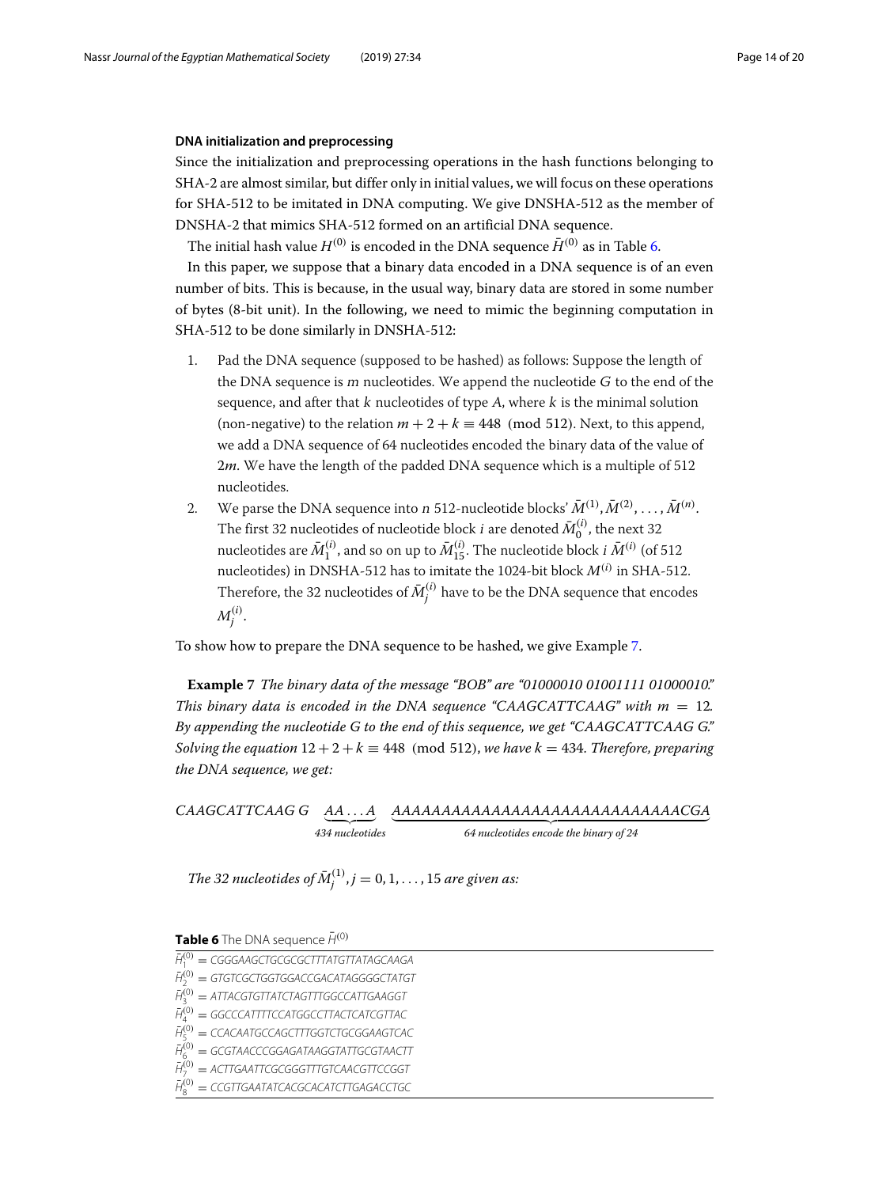### DNA initialization and preprocessing

Since the initialization and preprocessing operations in the hash functions belonging to SHA-2 are almost similar, but differ only in initial values, we will focus on these operations for SHA-512 to be imitated in DNA computing. We give DNSHA-512 as the member of DNSHA-2 that mimics SHA-512 formed on an artificial DNA sequence.

The initial hash value $H^{(0)}$ is encoded in the DNA sequence $\bar{H}^{(0)}$ as in Table 6.

In this paper, we suppose that a binary data encoded in a DNA sequence is of an even number of bits. This is because, in the usual way, binary data are stored in some number of bytes (8-bit unit). In the following, we need to mimic the beginning computation in SHA-512 to be done similarly in DNSHA-512:

1. Pad the DNA sequence (supposed to be hashed) as follows: Suppose the length of the DNA sequence is $m$ nucleotides. We append the nucleotide $G$ to the end of the sequence, and after that $k$ nucleotides of type $A$, where $k$ is the minimal solution (non-negative) to the relation $m + 2 + k \equiv 448 \pmod{512}$. Next, to this append, we add a DNA sequence of 64 nucleotides encoded the binary data of the value of $2m$. We have the length of the padded DNA sequence which is a multiple of 512 nucleotides.
2. We parse the DNA sequence into $n$ 512-nucleotide blocks' $\bar{M}^{(1)}, \bar{M}^{(2)}, \ldots, \bar{M}^{(n)}$. The first 32 nucleotides of nucleotide block $i$ are denoted $\bar{M}_0^{(i)}$, the next 32 nucleotides are $\bar{M}_1^{(i)}$, and so on up to $\bar{M}_{15}^{(i)}$. The nucleotide block $i$ $\bar{M}^{(i)}$ (of 512 nucleotides) in DNSHA-512 has to imitate the 1024-bit block $M^{(i)}$ in SHA-512. Therefore, the 32 nucleotides of $\bar{M}_j^{(i)}$ have to be the DNA sequence that encodes $M_j^{(i)}$.

To show how to prepare the DNA sequence to be hashed, we give Example 7.

**Example 7** *The binary data of the message "BOB" are "01000010 01001111 01000010." This binary data is encoded in the DNA sequence "CAAGCATTCAAG" with $m = 12$. By appending the nucleotide G to the end of this sequence, we get "CAAGCATTCAAG G." Solving the equation $12 + 2 + k \equiv 448 \pmod{512}$, we have $k = 434$. Therefore, preparing the DNA sequence, we get:*

$$\textit{CAAGCATTCAAG G} \quad \underbrace{AA\ldots A}_{\textit{434 nucleotides}} \quad \underbrace{AAAAAAAAAAAAAAAAAAAAAAAAAAAAAAACGA}_{\textit{64 nucleotides encode the binary of 24}}$$

*The 32 nucleotides of $\bar{M}_j^{(1)}, j = 0, 1, \ldots, 15$ are given as:*

**Table 6** The DNA sequence $\bar{H}^{(0)}$

| |
|---|
| $\bar{H}_1^{(0)}$ = CGGGAAGCTGCGCGCTTTATGTTATAGCAAGA |
| $\bar{H}_2^{(0)}$ = GTGTCGCTGGTGGACCGACATAGGGGCTATGT |
| $\bar{H}_3^{(0)}$ = ATTACGTGTTATCTAGTTTGGCCATTGAAGGT |
| $\bar{H}_4^{(0)}$ = GGCCCATTTTCCATGGCCTTACTCATCGTTAC |
| $\bar{H}_5^{(0)}$ = CCACAATGCCAGCTTTGGTCTGCGGAAGTCAC |
| $\bar{H}_6^{(0)}$ = GCGTAACCCGGAGATAAGGTATTGCGTAACTT |
| $\bar{H}_7^{(0)}$ = ACTTGAATTCGCGGGTTTGTCAACGTTCCGGT |
| $\bar{H}_8^{(0)}$ = CCGTTGAATATCACGCACATCTTGAGACCTGC |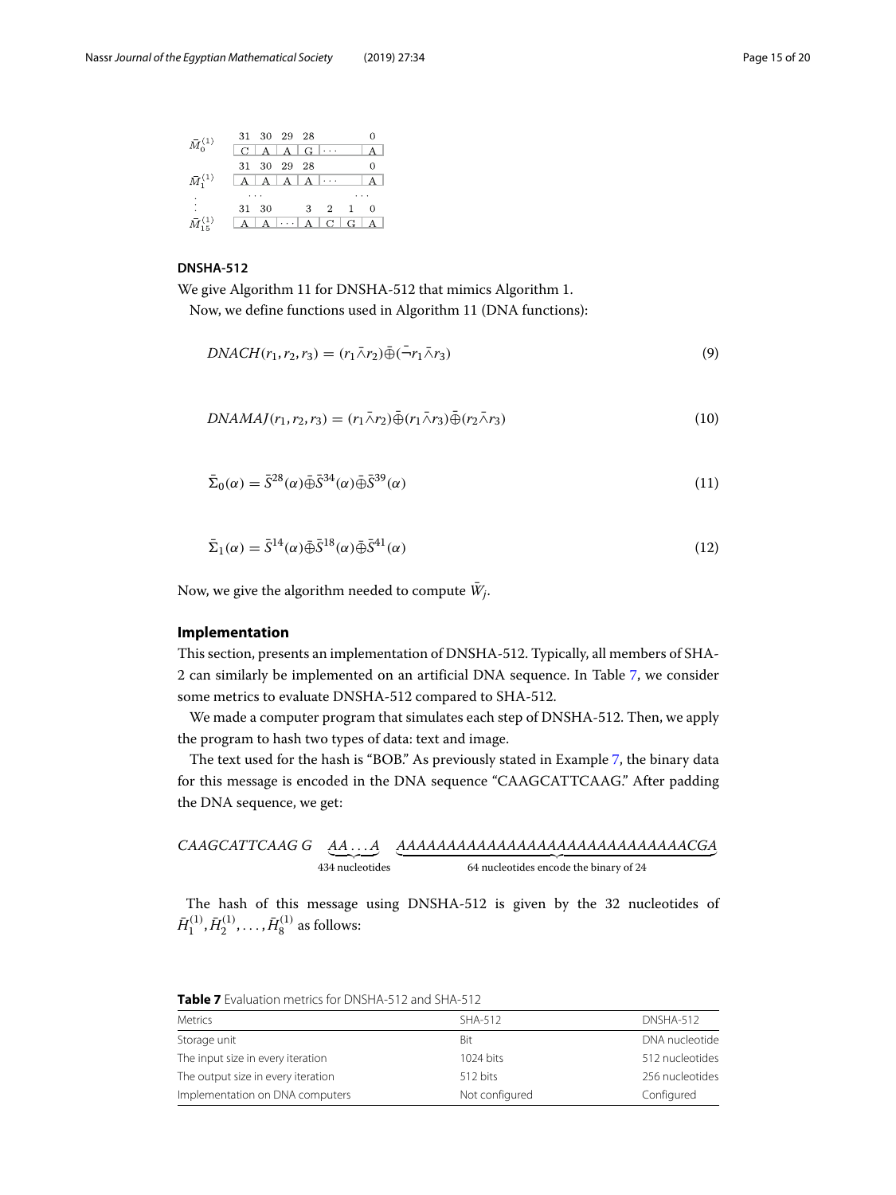| | 31 | 30 | 29 | 28 | | 0 |
|---|---|---|---|---|---|---|
| $\bar{M}_0^{(1)}$ | C | A | A | G | ⋯ | A |
| | 31 | 30 | 29 | 28 | | 0 |
| $\bar{M}_1^{(1)}$ | A | A | A | A | ⋯ | A |
| ⋮ | ⋯ | | | | | ⋯ |

| | 31 | 30 | | 3 | 2 | 1 | 0 |
|---|---|---|---|---|---|---|---|
| $\bar{M}_{15}^{(1)}$ | A | A | ⋯ | A | C | G | A |

### DNSHA-512

We give Algorithm 11 for DNSHA-512 that mimics Algorithm 1.

Now, we define functions used in Algorithm 11 (DNA functions):

$$DNACH(r_1, r_2, r_3) = (r_1 \bar{\wedge} r_2) \bar{\oplus} (\bar{\neg} r_1 \bar{\wedge} r_3) \tag{9}$$

$$DNAMAJ(r_1, r_2, r_3) = (r_1 \bar{\wedge} r_2) \bar{\oplus} (r_1 \bar{\wedge} r_3) \bar{\oplus} (r_2 \bar{\wedge} r_3) \tag{10}$$

$$\bar{\Sigma}_0(\alpha) = \bar{S}^{28}(\alpha) \bar{\oplus} \bar{S}^{34}(\alpha) \bar{\oplus} \bar{S}^{39}(\alpha) \tag{11}$$

$$\bar{\Sigma}_1(\alpha) = \bar{S}^{14}(\alpha) \bar{\oplus} \bar{S}^{18}(\alpha) \bar{\oplus} \bar{S}^{41}(\alpha) \tag{12}$$

Now, we give the algorithm needed to compute $\bar{W}_j$.

### Implementation

This section, presents an implementation of DNSHA-512. Typically, all members of SHA-2 can similarly be implemented on an artificial DNA sequence. In Table 7, we consider some metrics to evaluate DNSHA-512 compared to SHA-512.

We made a computer program that simulates each step of DNSHA-512. Then, we apply the program to hash two types of data: text and image.

The text used for the hash is "BOB." As previously stated in Example 7, the binary data for this message is encoded in the DNA sequence "CAAGCATTCAAG." After padding the DNA sequence, we get:

$$CAAGCATTCAAG\; G \quad \underbrace{AA\ldots A}_{434 \text{ nucleotides}} \quad \underbrace{AAAAAAAAAAAAAAAAAAAAAAAAAAAAACGA}_{64 \text{ nucleotides encode the binary of } 24}$$

The hash of this message using DNSHA-512 is given by the 32 nucleotides of $\bar{H}_1^{(1)}, \bar{H}_2^{(1)}, \ldots, \bar{H}_8^{(1)}$ as follows:

**Table 7** Evaluation metrics for DNSHA-512 and SHA-512

| Metrics | SHA-512 | DNSHA-512 |
|---|---|---|
| Storage unit | Bit | DNA nucleotide |
| The input size in every iteration | 1024 bits | 512 nucleotides |
| The output size in every iteration | 512 bits | 256 nucleotides |
| Implementation on DNA computers | Not configured | Configured |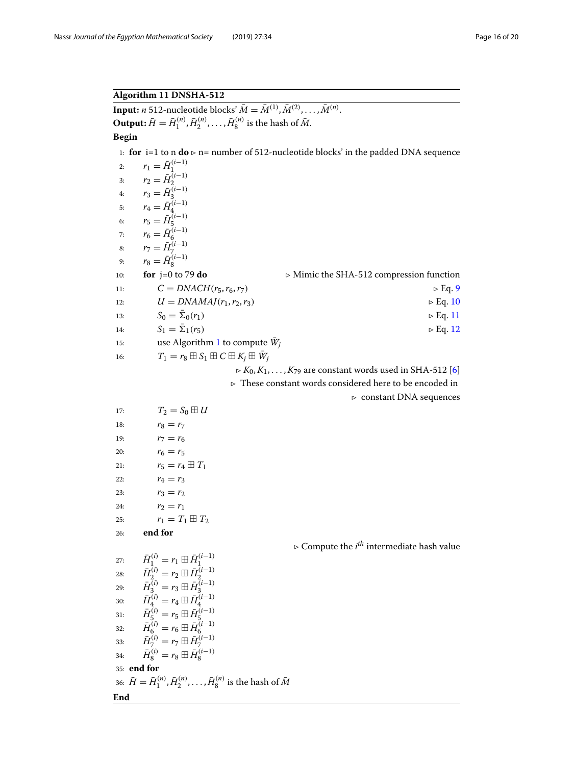**Algorithm 11 DNSHA-512**

**Input:** $n$ 512-nucleotide blocks' $\bar{M} = \bar{M}^{(1)}, \bar{M}^{(2)}, \ldots, \bar{M}^{(n)}$.

**Output:** $\bar{H} = \bar{H}_1^{(n)}, \bar{H}_2^{(n)}, \ldots, \bar{H}_8^{(n)}$ is the hash of $\bar{M}$.

**Begin**

1: **for** i=1 to n **do** ▷ n= number of 512-nucleotide blocks' in the padded DNA sequence
2: $r_1 = \bar{H}_1^{(i-1)}$
3: $r_2 = \bar{H}_2^{(i-1)}$
4: $r_3 = \bar{H}_3^{(i-1)}$
5: $r_4 = \bar{H}_4^{(i-1)}$
6: $r_5 = \bar{H}_5^{(i-1)}$
7: $r_6 = \bar{H}_6^{(i-1)}$
8: $r_7 = \bar{H}_7^{(i-1)}$
9: $r_8 = \bar{H}_8^{(i-1)}$
10: **for** j=0 to 79 **do** ▷ Mimic the SHA-512 compression function
11: $C = DNACH(r_5, r_6, r_7)$ ▷ Eq. 9
12: $U = DNAMAJ(r_1, r_2, r_3)$ ▷ Eq. 10
13: $S_0 = \bar{\Sigma}_0(r_1)$ ▷ Eq. 11
14: $S_1 = \bar{\Sigma}_1(r_5)$ ▷ Eq. 12
15: use Algorithm 1 to compute $\bar{W}_j$
16: $T_1 = r_8 \boxplus S_1 \boxplus C \boxplus K_j \boxplus \bar{W}_j$
▷ $K_0, K_1, \ldots, K_{79}$ are constant words used in SHA-512 [6]
▷ These constant words considered here to be encoded in
▷ constant DNA sequences
17: $T_2 = S_0 \boxplus U$
18: $r_8 = r_7$
19: $r_7 = r_6$
20: $r_6 = r_5$
21: $r_5 = r_4 \boxplus T_1$
22: $r_4 = r_3$
23: $r_3 = r_2$
24: $r_2 = r_1$
25: $r_1 = T_1 \boxplus T_2$
26: **end for**
▷ Compute the $i^{th}$ intermediate hash value
27: $\bar{H}_1^{(i)} = r_1 \boxplus \bar{H}_1^{(i-1)}$
28: $\bar{H}_2^{(i)} = r_2 \boxplus \bar{H}_2^{(i-1)}$
29: $\bar{H}_3^{(i)} = r_3 \boxplus \bar{H}_3^{(i-1)}$
30: $\bar{H}_4^{(i)} = r_4 \boxplus \bar{H}_4^{(i-1)}$
31: $\bar{H}_5^{(i)} = r_5 \boxplus \bar{H}_5^{(i-1)}$
32: $\bar{H}_6^{(i)} = r_6 \boxplus \bar{H}_6^{(i-1)}$
33: $\bar{H}_7^{(i)} = r_7 \boxplus \bar{H}_7^{(i-1)}$
34: $\bar{H}_8^{(i)} = r_8 \boxplus \bar{H}_8^{(i-1)}$
35: **end for**
36: $\bar{H} = \bar{H}_1^{(n)}, \bar{H}_2^{(n)}, \ldots, \bar{H}_8^{(n)}$ is the hash of $\bar{M}$

**End**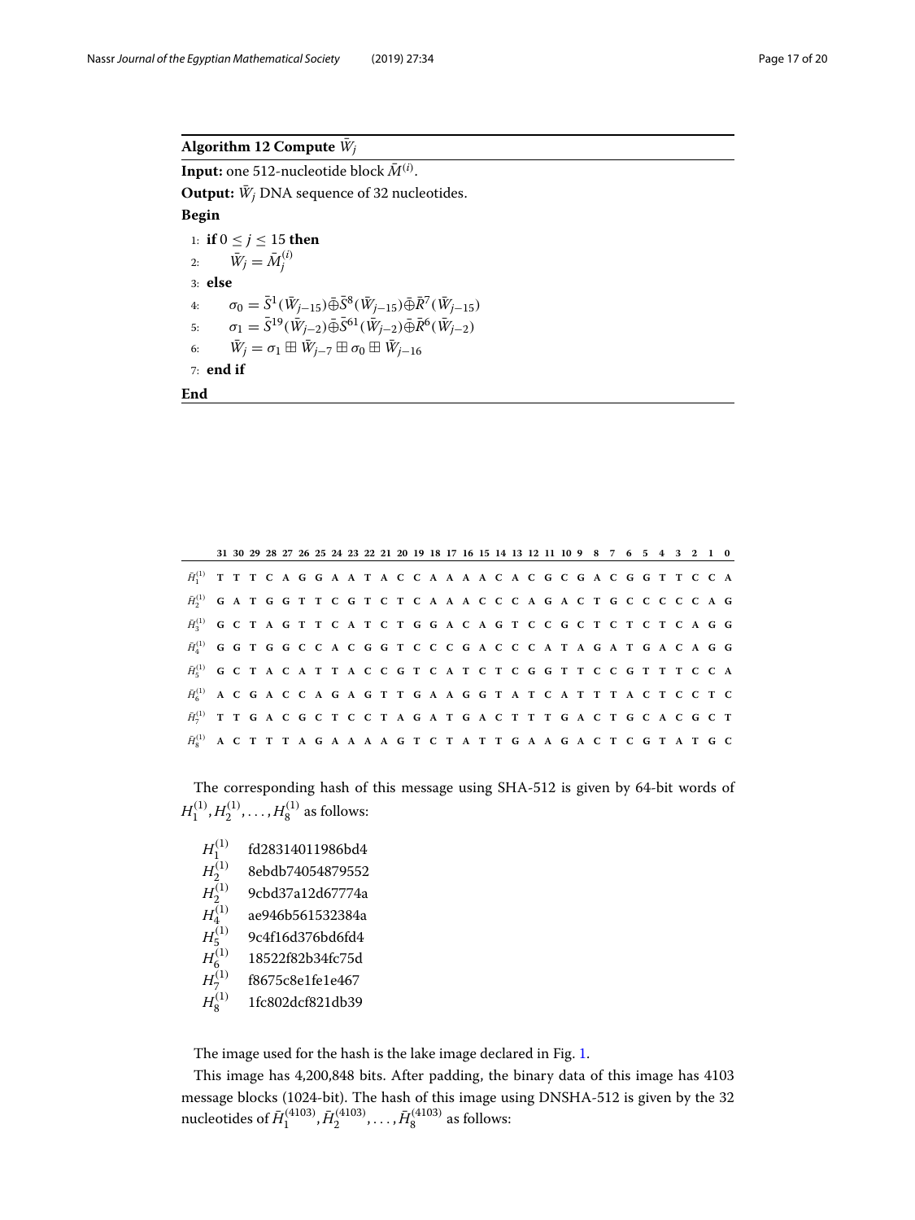**Algorithm 12 Compute $\bar{W}_j$**

**Input:** one 512-nucleotide block $\bar{M}^{(i)}$.

**Output:** $\bar{W}_j$ DNA sequence of 32 nucleotides.

**Begin**

1: **if** $0 \le j \le 15$ **then**

2: $\quad \bar{W}_j = \bar{M}_j^{(i)}$

3: **else**

4: $\quad \sigma_0 = \bar{S}^1(\bar{W}_{j-15}) \bar{\oplus} \bar{S}^8(\bar{W}_{j-15}) \bar{\oplus} \bar{R}^7(\bar{W}_{j-15})$

5: $\quad \sigma_1 = \bar{S}^{19}(\bar{W}_{j-2}) \bar{\oplus} \bar{S}^{61}(\bar{W}_{j-2}) \bar{\oplus} \bar{R}^6(\bar{W}_{j-2})$

6: $\quad \bar{W}_j = \sigma_1 \boxplus \bar{W}_{j-7} \boxplus \sigma_0 \boxplus \bar{W}_{j-16}$

7: **end if**

**End**

| | 31 | 30 | 29 | 28 | 27 | 26 | 25 | 24 | 23 | 22 | 21 | 20 | 19 | 18 | 17 | 16 | 15 | 14 | 13 | 12 | 11 | 10 | 9 | 8 | 7 | 6 | 5 | 4 | 3 | 2 | 1 | 0 |
|---|---|---|---|---|---|---|---|---|---|---|---|---|---|---|---|---|---|---|---|---|---|---|---|---|---|---|---|---|---|---|---|---|
| $\bar{H}_1^{(1)}$ | T | T | T | C | A | G | G | A | A | T | A | C | C | A | A | A | A | C | A | C | G | C | G | A | C | G | G | T | T | C | C | A |
| $\bar{H}_2^{(1)}$ | G | A | T | G | G | T | T | C | G | T | C | T | C | A | A | A | C | C | C | A | G | A | C | T | G | C | C | C | C | C | A | G |
| $\bar{H}_3^{(1)}$ | G | C | T | A | G | T | T | C | A | T | C | T | G | G | A | C | A | G | T | C | C | G | C | T | C | T | C | T | C | A | G | G |
| $\bar{H}_4^{(1)}$ | G | G | T | G | G | C | C | A | C | G | G | T | C | C | C | G | A | C | C | C | A | T | A | G | A | T | G | A | C | A | G | G |
| $\bar{H}_5^{(1)}$ | G | C | T | A | C | A | T | T | A | C | C | G | T | C | A | T | C | T | C | G | G | T | T | C | C | G | T | T | T | C | C | A |
| $\bar{H}_6^{(1)}$ | A | C | G | A | C | C | A | G | A | G | T | T | G | A | A | G | G | T | A | T | C | A | T | T | T | A | C | T | C | C | T | C |
| $\bar{H}_7^{(1)}$ | T | T | G | A | C | G | C | T | C | C | T | A | G | A | T | G | A | C | T | T | T | G | A | C | T | G | C | A | C | G | C | T |
| $\bar{H}_8^{(1)}$ | A | C | T | T | T | A | G | A | A | A | A | G | T | C | T | A | T | T | G | A | A | G | A | C | T | C | G | T | A | T | G | C |

The corresponding hash of this message using SHA-512 is given by 64-bit words of $H_1^{(1)}, H_2^{(1)}, \ldots, H_8^{(1)}$ as follows:

| | |
|---|---|
| $H_1^{(1)}$ | fd28314011986bd4 |
| $H_2^{(1)}$ | 8ebdb74054879552 |
| $H_2^{(1)}$ | 9cbd37a12d67774a |
| $H_4^{(1)}$ | ae946b561532384a |
| $H_5^{(1)}$ | 9c4f16d376bd6fd4 |
| $H_6^{(1)}$ | 18522f82b34fc75d |
| $H_7^{(1)}$ | f8675c8e1fe1e467 |
| $H_8^{(1)}$ | 1fc802dcf821db39 |

The image used for the hash is the lake image declared in Fig. 1.

This image has 4,200,848 bits. After padding, the binary data of this image has 4103 message blocks (1024-bit). The hash of this image using DNSHA-512 is given by the 32 nucleotides of $\bar{H}_1^{(4103)}, \bar{H}_2^{(4103)}, \ldots, \bar{H}_8^{(4103)}$ as follows: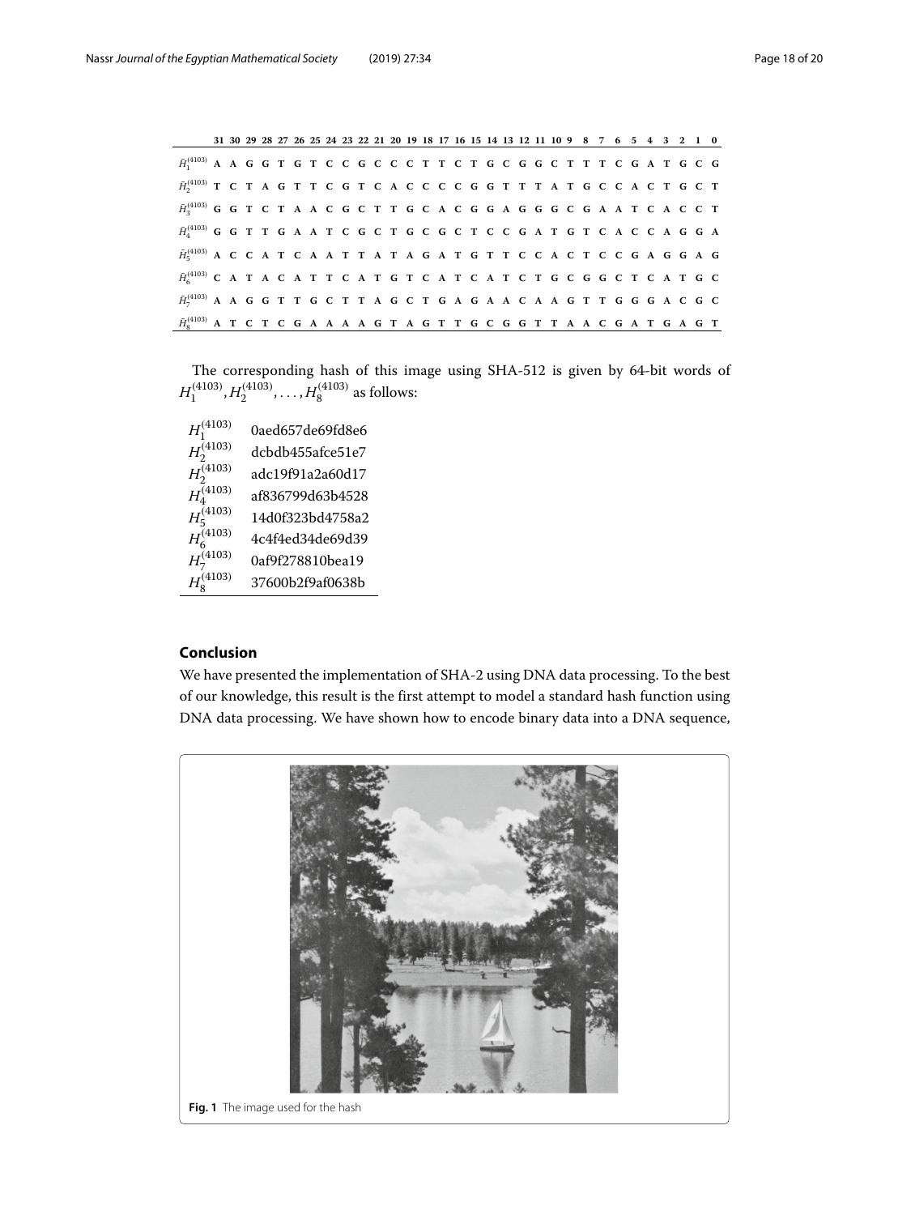| | 31 | 30 | 29 | 28 | 27 | 26 | 25 | 24 | 23 | 22 | 21 | 20 | 19 | 18 | 17 | 16 | 15 | 14 | 13 | 12 | 11 | 10 | 9 | 8 | 7 | 6 | 5 | 4 | 3 | 2 | 1 | 0 |
|---|---|---|---|---|---|---|---|---|---|---|---|---|---|---|---|---|---|---|---|---|---|---|---|---|---|---|---|---|---|---|---|---|
| $\bar{H}_1^{(4103)}$ | A | A | G | G | T | G | T | C | C | G | C | C | C | T | T | C | T | G | C | G | G | C | T | T | T | C | G | A | T | G | C | G |
| $\bar{H}_2^{(4103)}$ | T | C | T | A | G | T | T | C | G | T | C | A | C | C | C | C | G | G | T | T | T | A | T | G | C | C | A | C | T | G | C | T |
| $\bar{H}_3^{(4103)}$ | G | G | T | C | T | A | A | C | G | C | T | T | G | C | A | C | G | G | A | G | G | G | C | G | A | A | T | C | A | C | C | T |
| $\bar{H}_4^{(4103)}$ | G | G | T | T | G | A | A | T | C | G | C | T | G | C | G | C | T | C | C | G | A | T | G | T | C | A | C | C | A | G | G | A |
| $\bar{H}_5^{(4103)}$ | A | C | C | A | T | C | A | A | T | T | A | T | A | G | A | T | G | T | T | C | C | A | C | T | C | C | G | A | G | G | A | G |
| $\bar{H}_6^{(4103)}$ | C | A | T | A | C | A | T | T | C | A | T | G | T | C | A | T | C | A | T | C | T | G | C | G | G | C | T | C | A | T | G | C |
| $\bar{H}_7^{(4103)}$ | A | A | G | G | T | T | G | C | T | T | A | G | C | T | G | A | G | A | A | C | A | A | G | T | T | G | G | G | A | C | G | C |
| $\bar{H}_8^{(4103)}$ | A | T | C | T | C | G | A | A | A | A | G | T | A | G | T | T | G | C | G | G | T | T | A | A | C | G | A | T | G | A | G | T |

The corresponding hash of this image using SHA-512 is given by 64-bit words of $H_1^{(4103)}, H_2^{(4103)}, \ldots, H_8^{(4103)}$ as follows:

| | |
|---|---|
| $H_1^{(4103)}$ | 0aed657de69fd8e6 |
| $H_2^{(4103)}$ | dcbdb455afce51e7 |
| $H_2^{(4103)}$ | adc19f91a2a60d17 |
| $H_4^{(4103)}$ | af836799d63b4528 |
| $H_5^{(4103)}$ | 14d0f323bd4758a2 |
| $H_6^{(4103)}$ | 4c4f4ed34de69d39 |
| $H_7^{(4103)}$ | 0af9f278810bea19 |
| $H_8^{(4103)}$ | 37600b2f9af0638b |

## Conclusion

We have presented the implementation of SHA-2 using DNA data processing. To the best of our knowledge, this result is the first attempt to model a standard hash function using DNA data processing. We have shown how to encode binary data into a DNA sequence,

**Fig. 1** The image used for the hash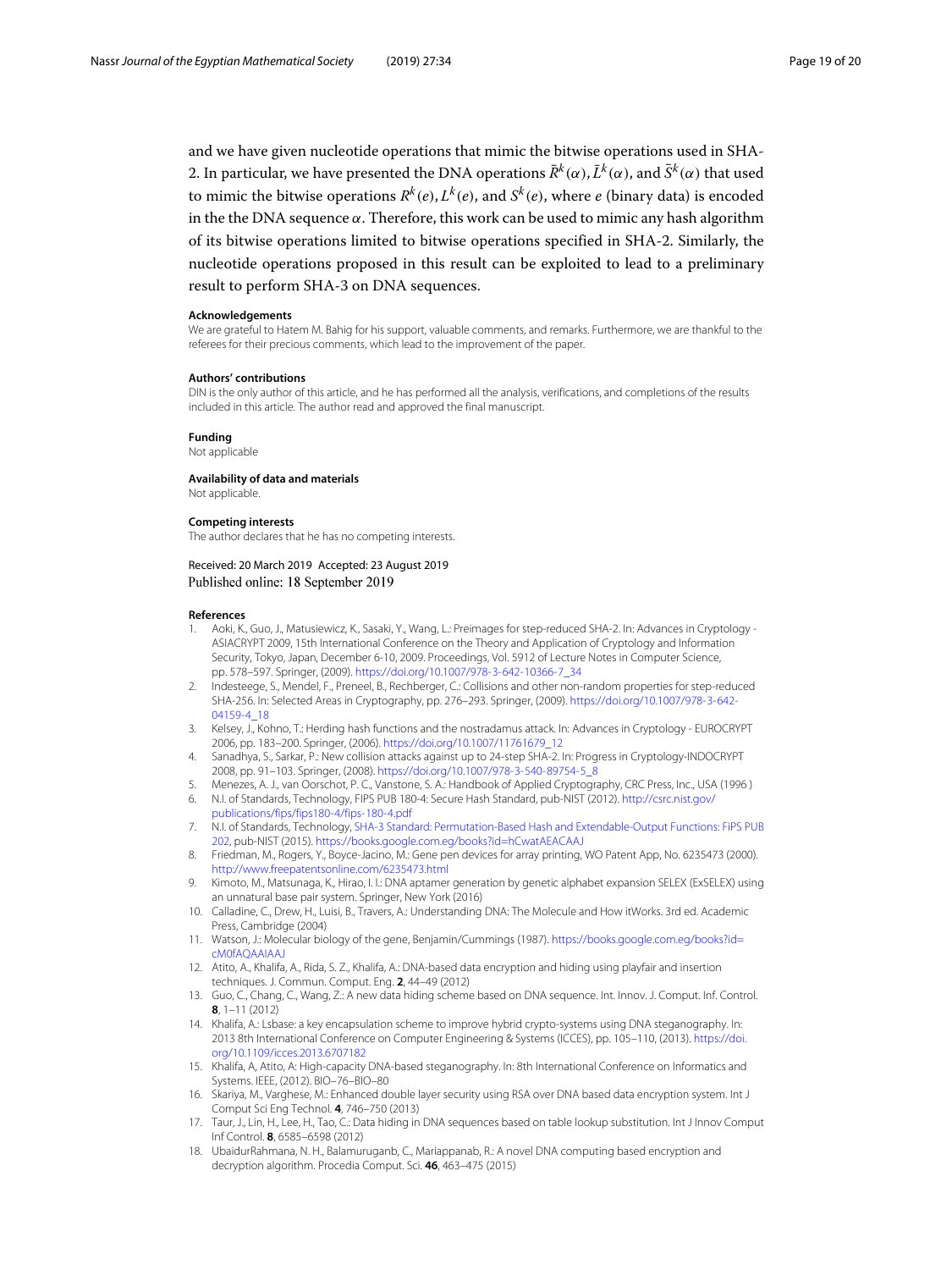and we have given nucleotide operations that mimic the bitwise operations used in SHA-2. In particular, we have presented the DNA operations $\bar{R}^k(\alpha)$, $\bar{L}^k(\alpha)$, and $\bar{S}^k(\alpha)$ that used to mimic the bitwise operations $R^k(e)$, $L^k(e)$, and $S^k(e)$, where $e$ (binary data) is encoded in the the DNA sequence $\alpha$. Therefore, this work can be used to mimic any hash algorithm of its bitwise operations limited to bitwise operations specified in SHA-2. Similarly, the nucleotide operations proposed in this result can be exploited to lead to a preliminary result to perform SHA-3 on DNA sequences.

**Acknowledgements**

We are grateful to Hatem M. Bahig for his support, valuable comments, and remarks. Furthermore, we are thankful to the referees for their precious comments, which lead to the improvement of the paper.

**Authors' contributions**

DIN is the only author of this article, and he has performed all the analysis, verifications, and completions of the results included in this article. The author read and approved the final manuscript.

**Funding**

Not applicable

**Availability of data and materials**

Not applicable.

**Competing interests**

The author declares that he has no competing interests.

Received: 20 March 2019 Accepted: 23 August 2019
Published online: 18 September 2019

**References**

1. Aoki, K., Guo, J., Matusiewicz, K., Sasaki, Y., Wang, L.: Preimages for step-reduced SHA-2. In: Advances in Cryptology - ASIACRYPT 2009, 15th International Conference on the Theory and Application of Cryptology and Information Security, Tokyo, Japan, December 6-10, 2009. Proceedings, Vol. 5912 of Lecture Notes in Computer Science, pp. 578–597. Springer, (2009). https://doi.org/10.1007/978-3-642-10366-7_34
2. Indesteege, S., Mendel, F., Preneel, B., Rechberger, C.: Collisions and other non-random properties for step-reduced SHA-256. In: Selected Areas in Cryptography, pp. 276–293. Springer, (2009). https://doi.org/10.1007/978-3-642-04159-4_18
3. Kelsey, J., Kohno, T.: Herding hash functions and the nostradamus attack. In: Advances in Cryptology - EUROCRYPT 2006, pp. 183–200. Springer, (2006). https://doi.org/10.1007/11761679_12
4. Sanadhya, S., Sarkar, P.: New collision attacks against up to 24-step SHA-2. In: Progress in Cryptology-INDOCRYPT 2008, pp. 91–103. Springer, (2008). https://doi.org/10.1007/978-3-540-89754-5_8
5. Menezes, A. J., van Oorschot, P. C., Vanstone, S. A.: Handbook of Applied Cryptography, CRC Press, Inc., USA (1996 )
6. N.I. of Standards, Technology, FIPS PUB 180-4: Secure Hash Standard, pub-NIST (2012). http://csrc.nist.gov/publications/fips/fips180-4/fips-180-4.pdf
7. N.I. of Standards, Technology, SHA-3 Standard: Permutation-Based Hash and Extendable-Output Functions: FiPS PUB 202, pub-NIST (2015). https://books.google.com.eg/books?id=hCwatAEACAAJ
8. Friedman, M., Rogers, Y., Boyce-Jacino, M.: Gene pen devices for array printing, WO Patent App, No. 6235473 (2000). http://www.freepatentsonline.com/6235473.html
9. Kimoto, M., Matsunaga, K., Hirao, I. I.: DNA aptamer generation by genetic alphabet expansion SELEX (ExSELEX) using an unnatural base pair system. Springer, New York (2016)
10. Calladine, C., Drew, H., Luisi, B., Travers, A.: Understanding DNA: The Molecule and How itWorks. 3rd ed. Academic Press, Cambridge (2004)
11. Watson, J.: Molecular biology of the gene, Benjamin/Cummings (1987). https://books.google.com.eg/books?id=cM0fAQAAIAAJ
12. Atito, A., Khalifa, A., Rida, S. Z., Khalifa, A.: DNA-based data encryption and hiding using playfair and insertion techniques. J. Commun. Comput. Eng. **2**, 44–49 (2012)
13. Guo, C., Chang, C., Wang, Z.: A new data hiding scheme based on DNA sequence. Int. Innov. J. Comput. Inf. Control. **8**, 1–11 (2012)
14. Khalifa, A.: Lsbase: a key encapsulation scheme to improve hybrid crypto-systems using DNA steganography. In: 2013 8th International Conference on Computer Engineering & Systems (ICCES), pp. 105–110, (2013). https://doi.org/10.1109/icces.2013.6707182
15. Khalifa, A, Atito, A: High-capacity DNA-based steganography. In: 8th International Conference on Informatics and Systems. IEEE, (2012). BIO–76–BIO–80
16. Skariya, M., Varghese, M.: Enhanced double layer security using RSA over DNA based data encryption system. Int J Comput Sci Eng Technol. **4**, 746–750 (2013)
17. Taur, J., Lin, H., Lee, H., Tao, C.: Data hiding in DNA sequences based on table lookup substitution. Int J Innov Comput Inf Control. **8**, 6585–6598 (2012)
18. UbaidurRahmana, N. H., Balamuruganb, C., Mariappanab, R.: A novel DNA computing based encryption and decryption algorithm. Procedia Comput. Sci. **46**, 463–475 (2015)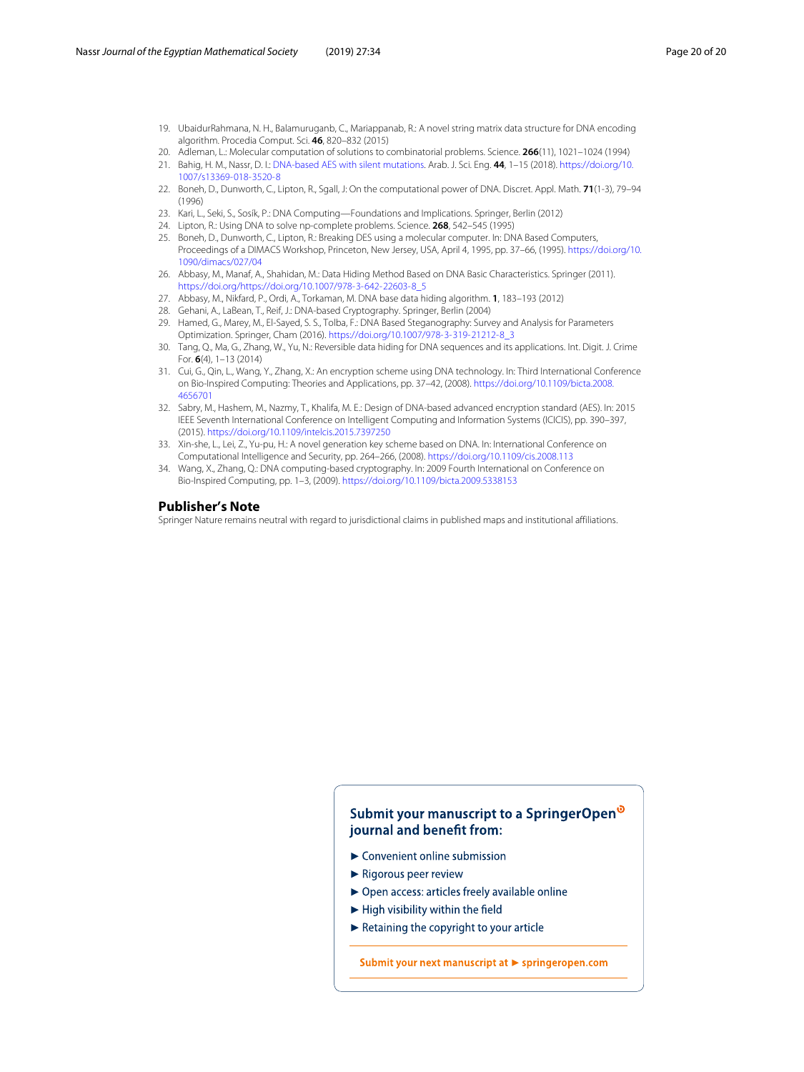19. UbaidurRahmana, N. H., Balamuruganb, C., Mariappanab, R.: A novel string matrix data structure for DNA encoding algorithm. Procedia Comput. Sci. **46**, 820–832 (2015)
20. Adleman, L.: Molecular computation of solutions to combinatorial problems. Science. **266**(11), 1021–1024 (1994)
21. Bahig, H. M., Nassr, D. I.: DNA-based AES with silent mutations. Arab. J. Sci. Eng. **44**, 1–15 (2018). https://doi.org/10.1007/s13369-018-3520-8
22. Boneh, D., Dunworth, C., Lipton, R., Sgall, J: On the computational power of DNA. Discret. Appl. Math. **71**(1-3), 79–94 (1996)
23. Kari, L., Seki, S., Sosík, P.: DNA Computing—Foundations and Implications. Springer, Berlin (2012)
24. Lipton, R.: Using DNA to solve np-complete problems. Science. **268**, 542–545 (1995)
25. Boneh, D., Dunworth, C., Lipton, R.: Breaking DES using a molecular computer. In: DNA Based Computers, Proceedings of a DIMACS Workshop, Princeton, New Jersey, USA, April 4, 1995, pp. 37–66, (1995). https://doi.org/10.1090/dimacs/027/04
26. Abbasy, M., Manaf, A., Shahidan, M.: Data Hiding Method Based on DNA Basic Characteristics. Springer (2011). https://doi.org/https://doi.org/10.1007/978-3-642-22603-8_5
27. Abbasy, M., Nikfard, P., Ordi, A., Torkaman, M. DNA base data hiding algorithm. **1**, 183–193 (2012)
28. Gehani, A., LaBean, T., Reif, J.: DNA-based Cryptography. Springer, Berlin (2004)
29. Hamed, G., Marey, M., El-Sayed, S. S., Tolba, F.: DNA Based Steganography: Survey and Analysis for Parameters Optimization. Springer, Cham (2016). https://doi.org/10.1007/978-3-319-21212-8_3
30. Tang, Q., Ma, G., Zhang, W., Yu, N.: Reversible data hiding for DNA sequences and its applications. Int. Digit. J. Crime For. **6**(4), 1–13 (2014)
31. Cui, G., Qin, L., Wang, Y., Zhang, X.: An encryption scheme using DNA technology. In: Third International Conference on Bio-Inspired Computing: Theories and Applications, pp. 37–42, (2008). https://doi.org/10.1109/bicta.2008.4656701
32. Sabry, M., Hashem, M., Nazmy, T., Khalifa, M. E.: Design of DNA-based advanced encryption standard (AES). In: 2015 IEEE Seventh International Conference on Intelligent Computing and Information Systems (ICICIS), pp. 390–397, (2015). https://doi.org/10.1109/intelcis.2015.7397250
33. Xin-she, L., Lei, Z., Yu-pu, H.: A novel generation key scheme based on DNA. In: International Conference on Computational Intelligence and Security, pp. 264–266, (2008). https://doi.org/10.1109/cis.2008.113
34. Wang, X., Zhang, Q.: DNA computing-based cryptography. In: 2009 Fourth International on Conference on Bio-Inspired Computing, pp. 1–3, (2009). https://doi.org/10.1109/bicta.2009.5338153

## Publisher's Note

Springer Nature remains neutral with regard to jurisdictional claims in published maps and institutional affiliations.

**Submit your manuscript to a SpringerOpen journal and benefit from:**

- ► Convenient online submission
- ► Rigorous peer review
- ► Open access: articles freely available online
- ► High visibility within the field
- ► Retaining the copyright to your article

**Submit your next manuscript at ► springeropen.com**